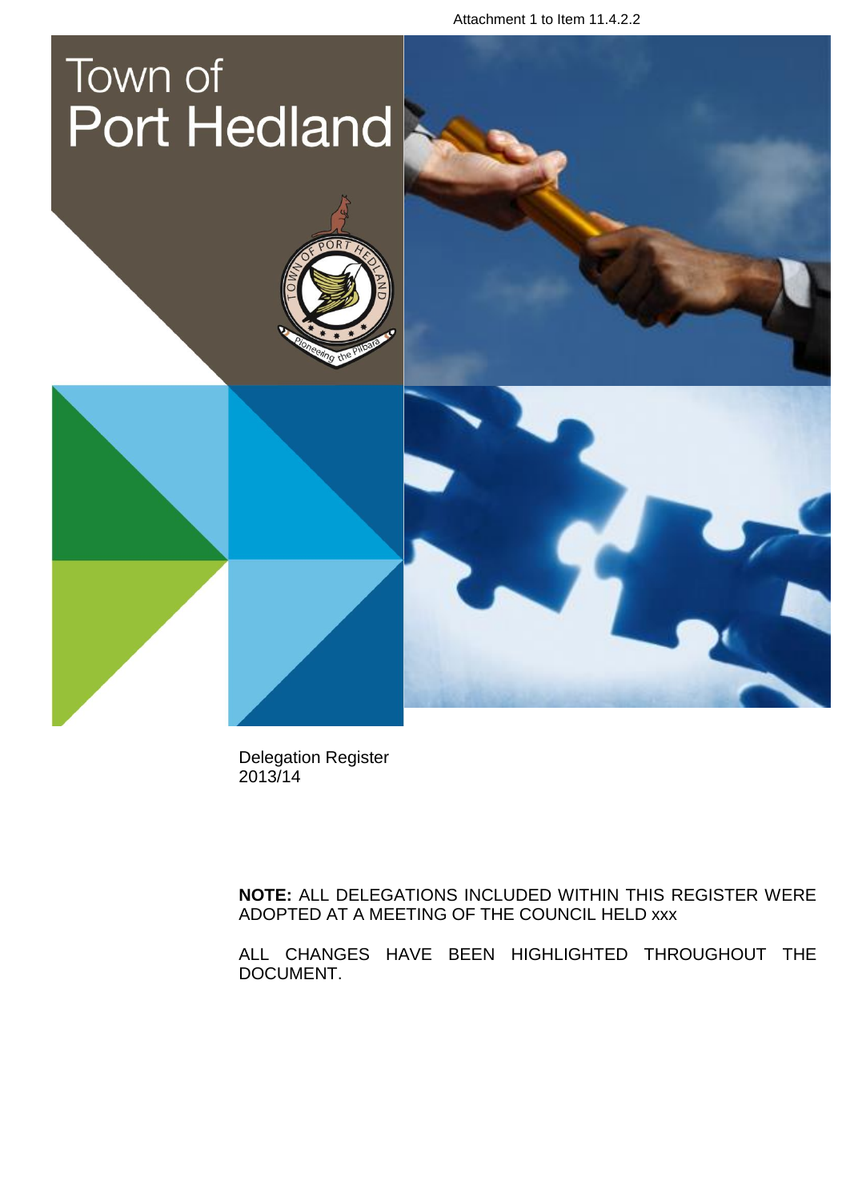Attachment 1 to Item 11.4.2.2

# Town of Port Hedland

Delegation Register
2013/14

**NOTE:** ALL DELEGATIONS INCLUDED WITHIN THIS REGISTER WERE ADOPTED AT A MEETING OF THE COUNCIL HELD xxx

ALL CHANGES HAVE BEEN HIGHLIGHTED THROUGHOUT THE DOCUMENT.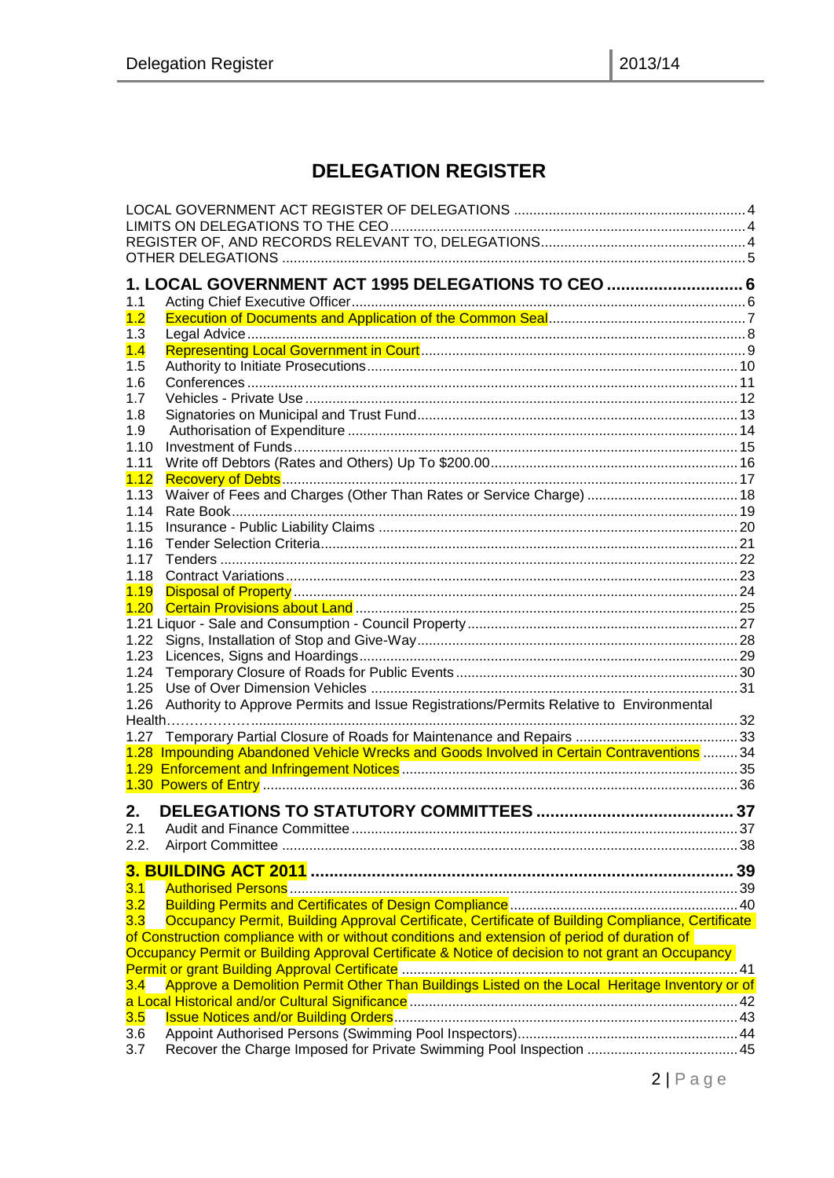# DELEGATION REGISTER

LOCAL GOVERNMENT ACT REGISTER OF DELEGATIONS ........................................................... 4
LIMITS ON DELEGATIONS TO THE CEO ........................................................................ 4
REGISTER OF, AND RECORDS RELEVANT TO, DELEGATIONS ................................................... 4
OTHER DELEGATIONS ..................................................................................... 5

## 1. LOCAL GOVERNMENT ACT 1995 DELEGATIONS TO CEO ........................... 6

1.1 Acting Chief Executive Officer ........................................................................ 6
1.2 Execution of Documents and Application of the Common Seal ......................................... 7
1.3 Legal Advice ......................................................................................... 8
1.4 Representing Local Government in Court ............................................................... 9
1.5 Authority to Initiate Prosecutions .................................................................. 10
1.6 Conferences ......................................................................................... 11
1.7 Vehicles - Private Use .............................................................................. 12
1.8 Signatories on Municipal and Trust Fund ............................................................. 13
1.9 Authorisation of Expenditure ........................................................................ 14
1.10 Investment of Funds ................................................................................ 15
1.11 Write off Debtors (Rates and Others) Up To $200.00 ................................................. 16
1.12 Recovery of Debts .................................................................................. 17
1.13 Waiver of Fees and Charges (Other Than Rates or Service Charge) ..................................... 18
1.14 Rate Book .......................................................................................... 19
1.15 Insurance - Public Liability Claims ................................................................ 20
1.16 Tender Selection Criteria .......................................................................... 21
1.17 Tenders ............................................................................................ 22
1.18 Contract Variations ................................................................................ 23
1.19 Disposal of Property ............................................................................... 24
1.20 Certain Provisions about Land ...................................................................... 25
1.21 Liquor - Sale and Consumption - Council Property ................................................... 27
1.22 Signs, Installation of Stop and Give-Way ............................................................ 28
1.23 Licences, Signs and Hoardings ...................................................................... 29
1.24 Temporary Closure of Roads for Public Events ........................................................ 30
1.25 Use of Over Dimension Vehicles ..................................................................... 31
1.26 Authority to Approve Permits and Issue Registrations/Permits Relative to Environmental Health……………. ........................................................................................ 32
1.27 Temporary Partial Closure of Roads for Maintenance and Repairs ....................................... 33
1.28 Impounding Abandoned Vehicle Wrecks and Goods Involved in Certain Contraventions ...................... 34
1.29 Enforcement and Infringement Notices ............................................................... 35
1.30 Powers of Entry .................................................................................... 36

## 2. DELEGATIONS TO STATUTORY COMMITTEES ......................................... 37

2.1 Audit and Finance Committee ......................................................................... 37
2.2. Airport Committee .................................................................................. 38

## 3. BUILDING ACT 2011 ......................................................................... 39

3.1 Authorised Persons .................................................................................. 39
3.2 Building Permits and Certificates of Design Compliance ............................................... 40
3.3 Occupancy Permit, Building Approval Certificate, Certificate of Building Compliance, Certificate of Construction compliance with or without conditions and extension of period of duration of Occupancy Permit or Building Approval Certificate & Notice of decision to not grant an Occupancy Permit or grant Building Approval Certificate ........................................................ 41
3.4 Approve a Demolition Permit Other Than Buildings Listed on the Local Heritage Inventory or of a Local Historical and/or Cultural Significance ............................................................ 42
3.5 Issue Notices and/or Building Orders ................................................................ 43
3.6 Appoint Authorised Persons (Swimming Pool Inspectors) ................................................. 44
3.7 Recover the Charge Imposed for Private Swimming Pool Inspection ....................................... 45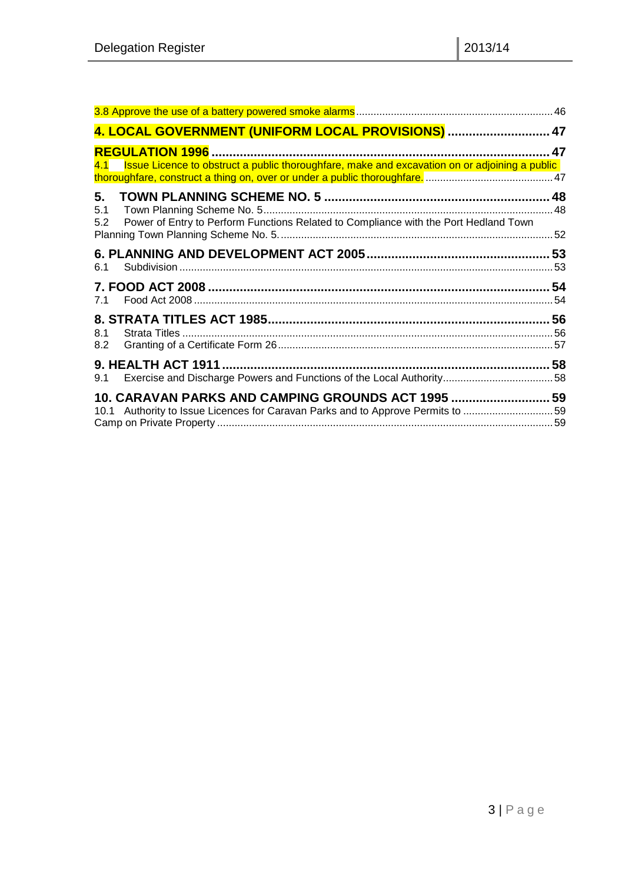3.8 Approve the use of a battery powered smoke alarms ............ 46

**4. LOCAL GOVERNMENT (UNIFORM LOCAL PROVISIONS) ............ 47**

**REGULATION 1996 ............ 47**

4.1 Issue Licence to obstruct a public thoroughfare, make and excavation on or adjoining a public thoroughfare, construct a thing on, over or under a public thoroughfare. ............ 47

**5. TOWN PLANNING SCHEME NO. 5 ............ 48**

5.1 Town Planning Scheme No. 5 ............ 48

5.2 Power of Entry to Perform Functions Related to Compliance with the Port Hedland Town Planning Town Planning Scheme No. 5. ............ 52

**6. PLANNING AND DEVELOPMENT ACT 2005 ............ 53**

6.1 Subdivision ............ 53

**7. FOOD ACT 2008 ............ 54**

7.1 Food Act 2008 ............ 54

**8. STRATA TITLES ACT 1985 ............ 56**

8.1 Strata Titles ............ 56

8.2 Granting of a Certificate Form 26 ............ 57

**9. HEALTH ACT 1911 ............ 58**

9.1 Exercise and Discharge Powers and Functions of the Local Authority ............ 58

**10. CARAVAN PARKS AND CAMPING GROUNDS ACT 1995 ............ 59**

10.1 Authority to Issue Licences for Caravan Parks and to Approve Permits to ............ 59

Camp on Private Property ............ 59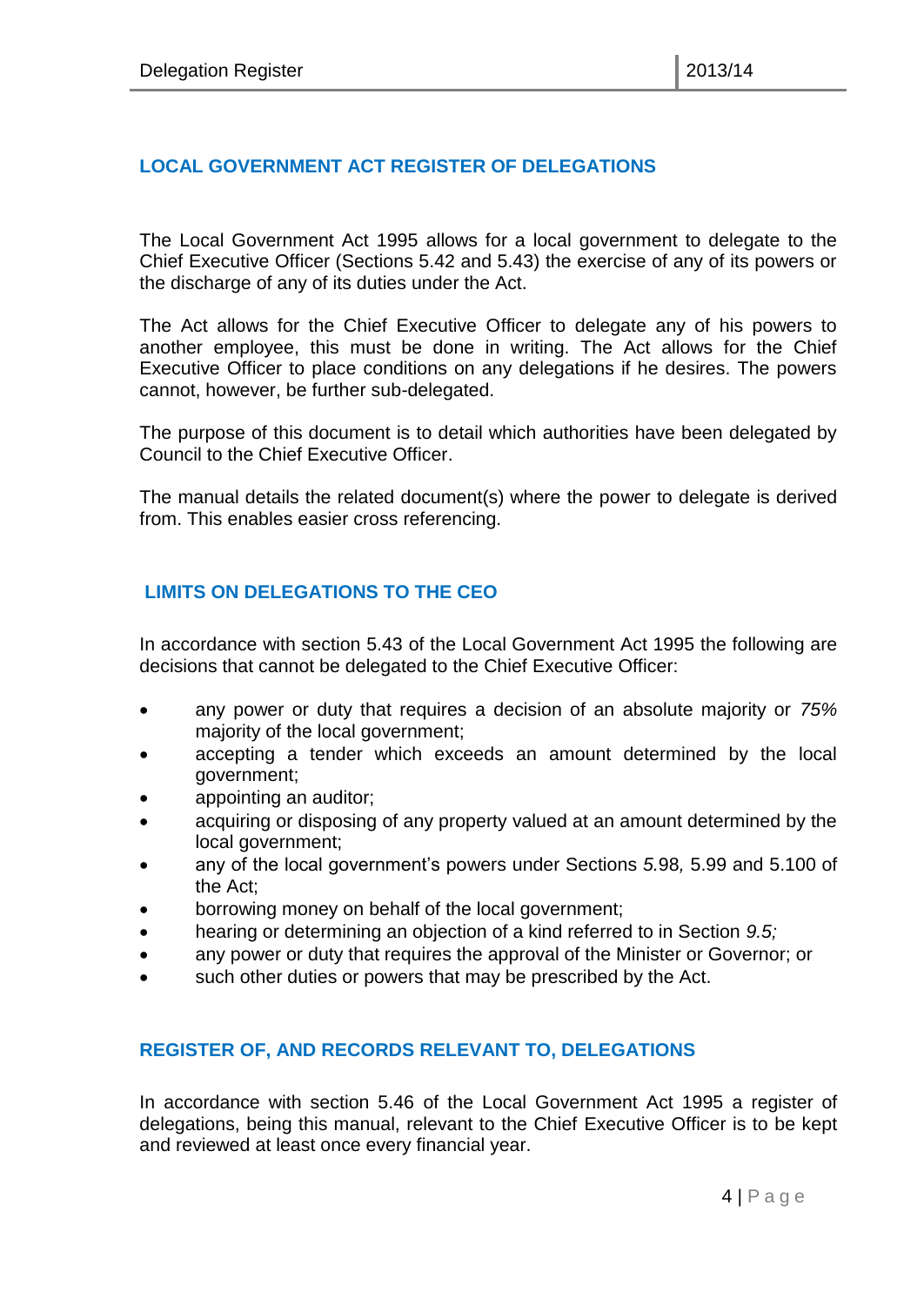## LOCAL GOVERNMENT ACT REGISTER OF DELEGATIONS

The Local Government Act 1995 allows for a local government to delegate to the Chief Executive Officer (Sections 5.42 and 5.43) the exercise of any of its powers or the discharge of any of its duties under the Act.

The Act allows for the Chief Executive Officer to delegate any of his powers to another employee, this must be done in writing. The Act allows for the Chief Executive Officer to place conditions on any delegations if he desires. The powers cannot, however, be further sub-delegated.

The purpose of this document is to detail which authorities have been delegated by Council to the Chief Executive Officer.

The manual details the related document(s) where the power to delegate is derived from. This enables easier cross referencing.

## LIMITS ON DELEGATIONS TO THE CEO

In accordance with section 5.43 of the Local Government Act 1995 the following are decisions that cannot be delegated to the Chief Executive Officer:

- any power or duty that requires a decision of an absolute majority or *75%* majority of the local government;
- accepting a tender which exceeds an amount determined by the local government;
- appointing an auditor;
- acquiring or disposing of any property valued at an amount determined by the local government;
- any of the local government's powers under Sections *5.*98*,* 5.99 and 5.100 of the Act;
- borrowing money on behalf of the local government;
- hearing or determining an objection of a kind referred to in Section *9.5;*
- any power or duty that requires the approval of the Minister or Governor; or
- such other duties or powers that may be prescribed by the Act.

## REGISTER OF, AND RECORDS RELEVANT TO, DELEGATIONS

In accordance with section 5.46 of the Local Government Act 1995 a register of delegations, being this manual, relevant to the Chief Executive Officer is to be kept and reviewed at least once every financial year.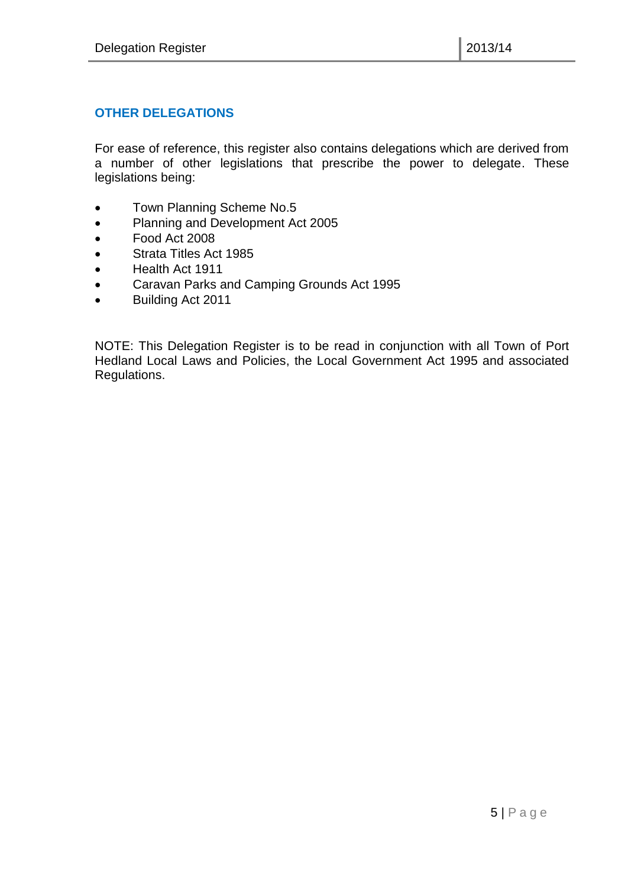## OTHER DELEGATIONS

For ease of reference, this register also contains delegations which are derived from a number of other legislations that prescribe the power to delegate. These legislations being:

- Town Planning Scheme No.5
- Planning and Development Act 2005
- Food Act 2008
- Strata Titles Act 1985
- Health Act 1911
- Caravan Parks and Camping Grounds Act 1995
- Building Act 2011

NOTE: This Delegation Register is to be read in conjunction with all Town of Port Hedland Local Laws and Policies, the Local Government Act 1995 and associated Regulations.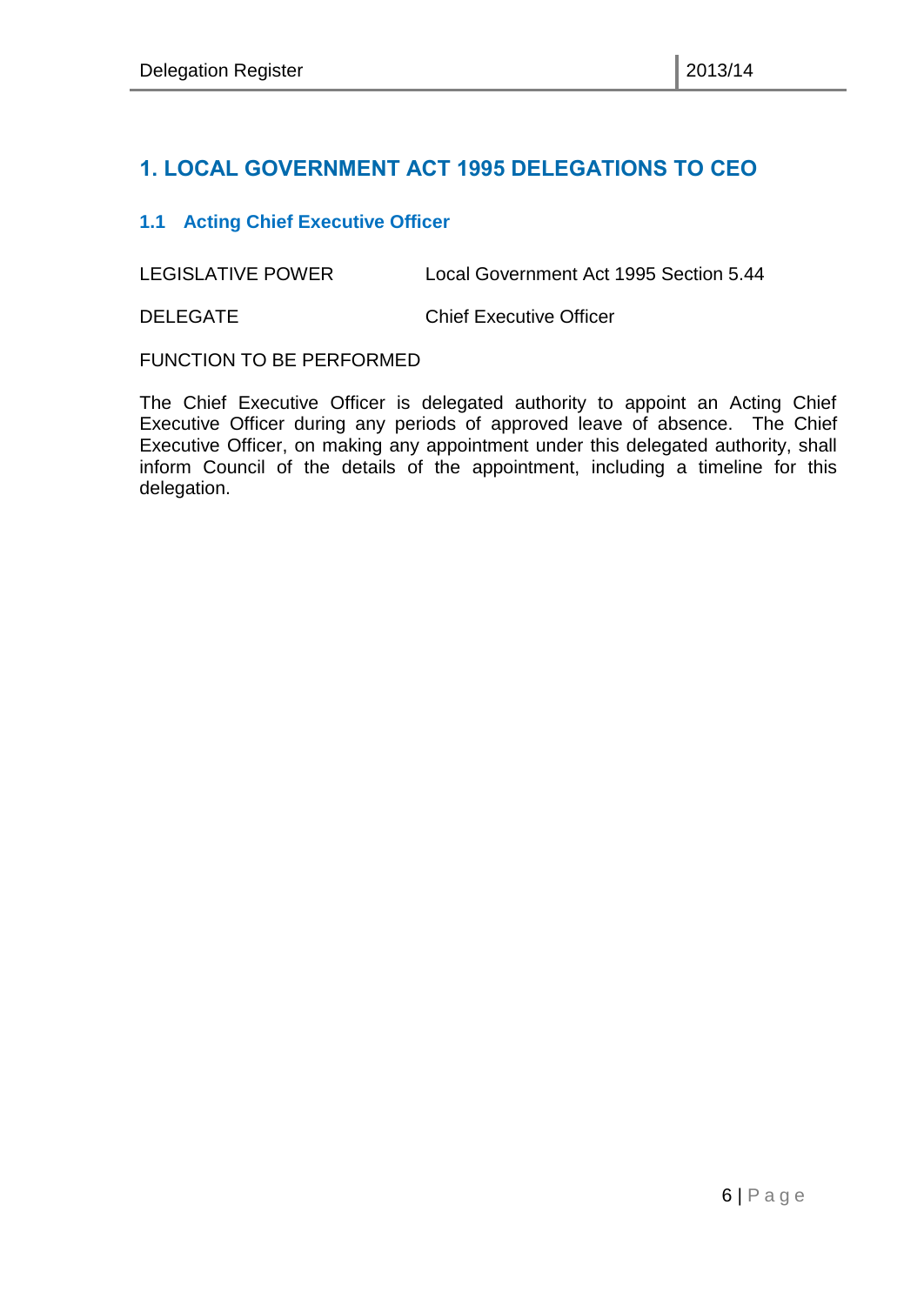# 1. LOCAL GOVERNMENT ACT 1995 DELEGATIONS TO CEO

## 1.1 Acting Chief Executive Officer

LEGISLATIVE POWER Local Government Act 1995 Section 5.44

DELEGATE Chief Executive Officer

FUNCTION TO BE PERFORMED

The Chief Executive Officer is delegated authority to appoint an Acting Chief Executive Officer during any periods of approved leave of absence. The Chief Executive Officer, on making any appointment under this delegated authority, shall inform Council of the details of the appointment, including a timeline for this delegation.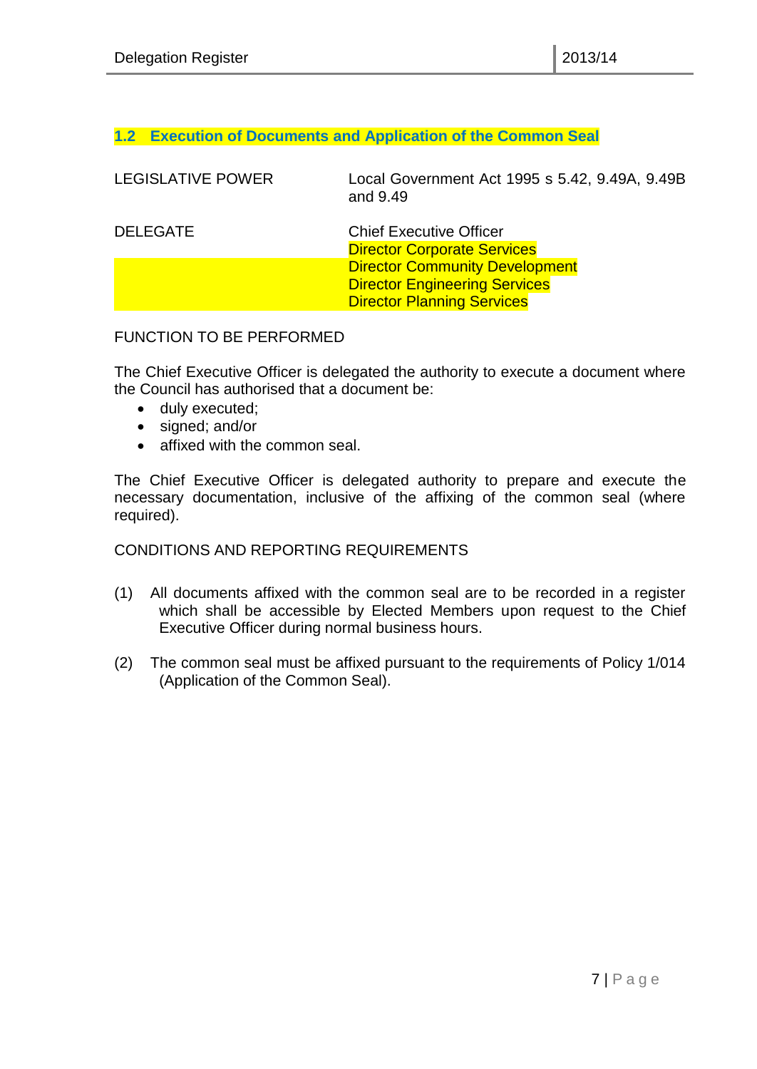## 1.2 Execution of Documents and Application of the Common Seal

| | |
|---|---|
| LEGISLATIVE POWER | Local Government Act 1995 s 5.42, 9.49A, 9.49B and 9.49 |
| DELEGATE | Chief Executive Officer<br>Director Corporate Services<br>Director Community Development<br>Director Engineering Services<br>Director Planning Services |

FUNCTION TO BE PERFORMED

The Chief Executive Officer is delegated the authority to execute a document where the Council has authorised that a document be:

- duly executed;
- signed; and/or
- affixed with the common seal.

The Chief Executive Officer is delegated authority to prepare and execute the necessary documentation, inclusive of the affixing of the common seal (where required).

CONDITIONS AND REPORTING REQUIREMENTS

(1) All documents affixed with the common seal are to be recorded in a register which shall be accessible by Elected Members upon request to the Chief Executive Officer during normal business hours.

(2) The common seal must be affixed pursuant to the requirements of Policy 1/014 (Application of the Common Seal).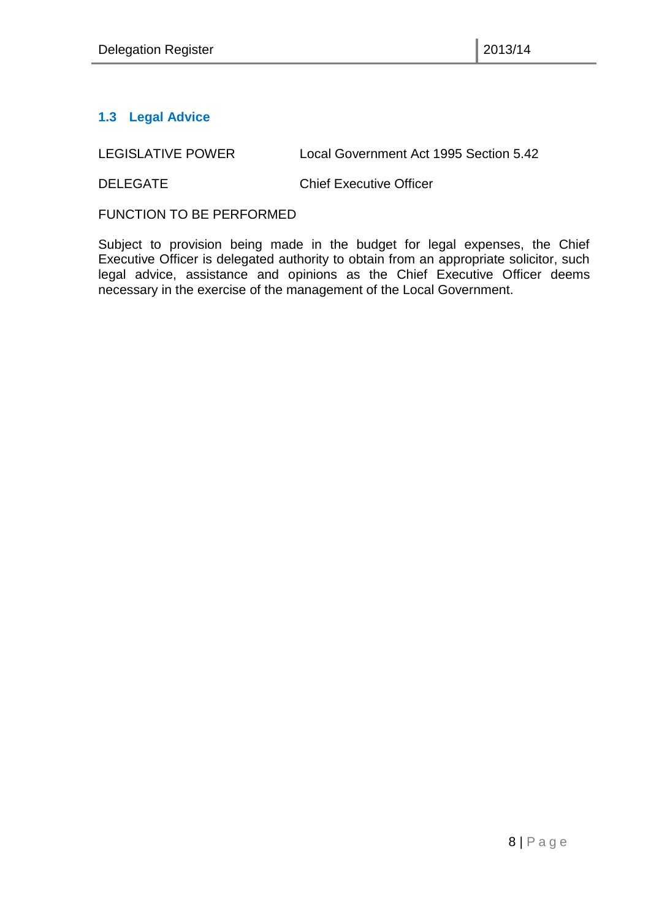### 1.3 Legal Advice

| | |
|---|---|
| LEGISLATIVE POWER | Local Government Act 1995 Section 5.42 |
| DELEGATE | Chief Executive Officer |

FUNCTION TO BE PERFORMED

Subject to provision being made in the budget for legal expenses, the Chief Executive Officer is delegated authority to obtain from an appropriate solicitor, such legal advice, assistance and opinions as the Chief Executive Officer deems necessary in the exercise of the management of the Local Government.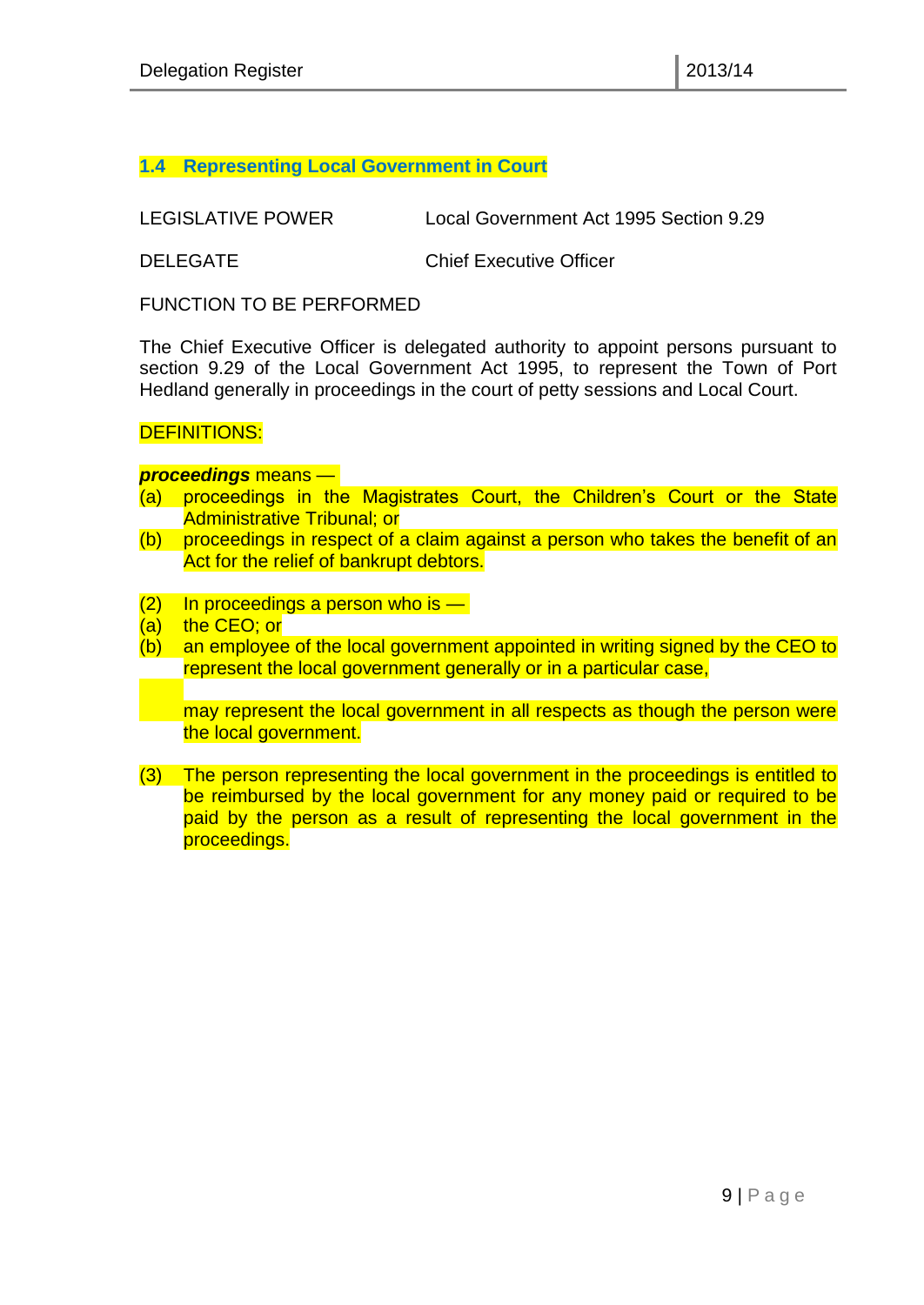## 1.4 Representing Local Government in Court

LEGISLATIVE POWER — Local Government Act 1995 Section 9.29

DELEGATE — Chief Executive Officer

FUNCTION TO BE PERFORMED

The Chief Executive Officer is delegated authority to appoint persons pursuant to section 9.29 of the Local Government Act 1995, to represent the Town of Port Hedland generally in proceedings in the court of petty sessions and Local Court.

DEFINITIONS:

***proceedings*** means —

(a) proceedings in the Magistrates Court, the Children's Court or the State Administrative Tribunal; or

(b) proceedings in respect of a claim against a person who takes the benefit of an Act for the relief of bankrupt debtors.

(2) In proceedings a person who is —

(a) the CEO; or

(b) an employee of the local government appointed in writing signed by the CEO to represent the local government generally or in a particular case,

may represent the local government in all respects as though the person were the local government.

(3) The person representing the local government in the proceedings is entitled to be reimbursed by the local government for any money paid or required to be paid by the person as a result of representing the local government in the proceedings.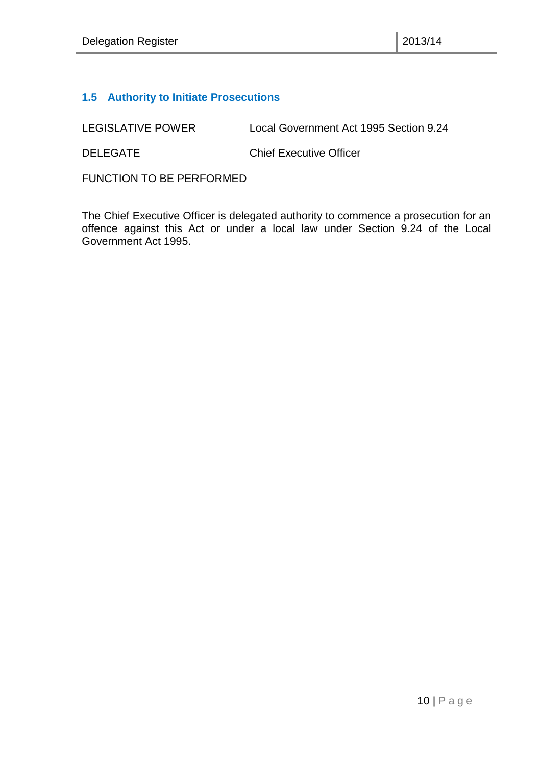### 1.5 Authority to Initiate Prosecutions

| | |
|---|---|
| LEGISLATIVE POWER | Local Government Act 1995 Section 9.24 |
| DELEGATE | Chief Executive Officer |

FUNCTION TO BE PERFORMED

The Chief Executive Officer is delegated authority to commence a prosecution for an offence against this Act or under a local law under Section 9.24 of the Local Government Act 1995.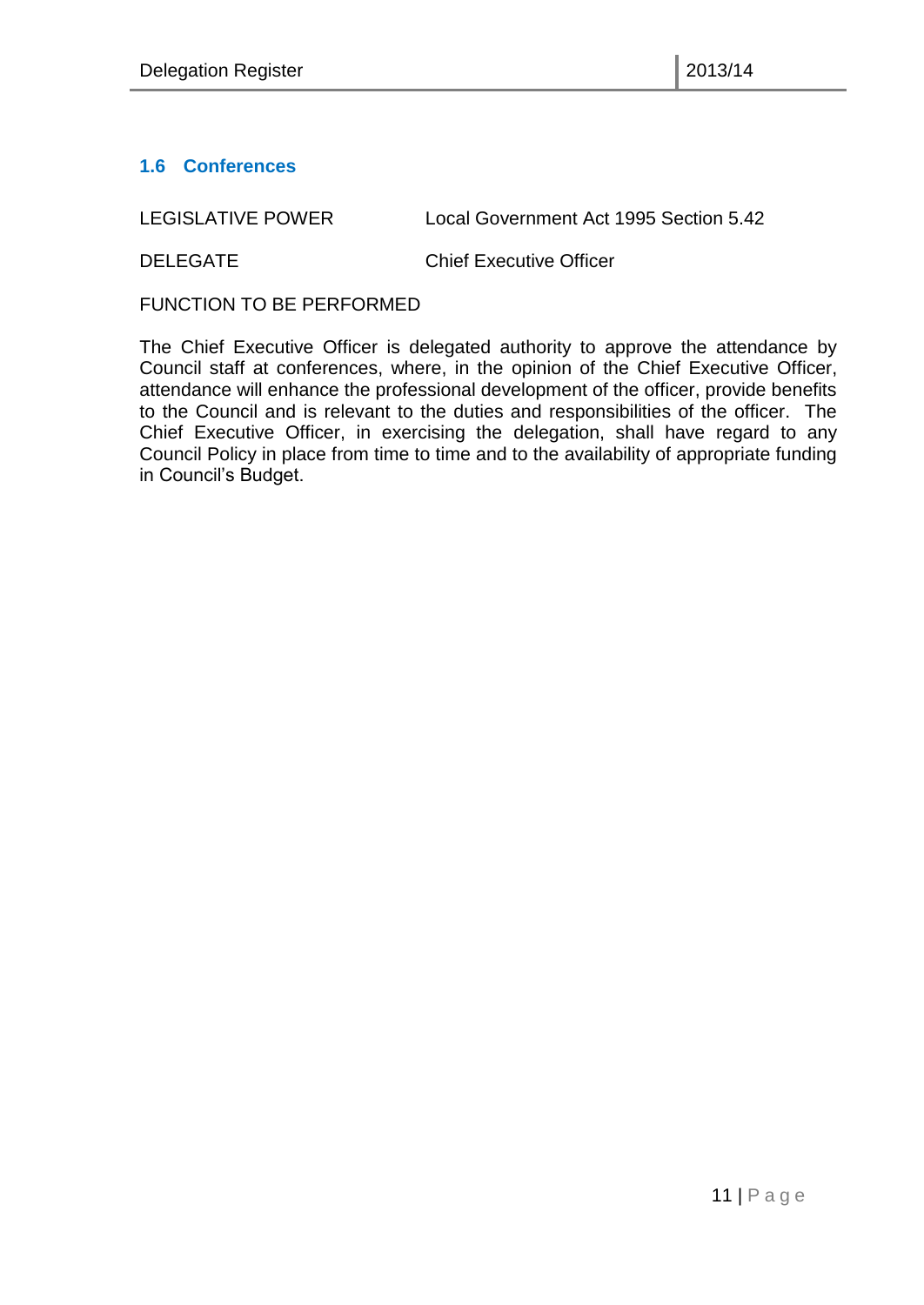### 1.6 Conferences

| | |
|---|---|
| LEGISLATIVE POWER | Local Government Act 1995 Section 5.42 |
| DELEGATE | Chief Executive Officer |

FUNCTION TO BE PERFORMED

The Chief Executive Officer is delegated authority to approve the attendance by Council staff at conferences, where, in the opinion of the Chief Executive Officer, attendance will enhance the professional development of the officer, provide benefits to the Council and is relevant to the duties and responsibilities of the officer. The Chief Executive Officer, in exercising the delegation, shall have regard to any Council Policy in place from time to time and to the availability of appropriate funding in Council's Budget.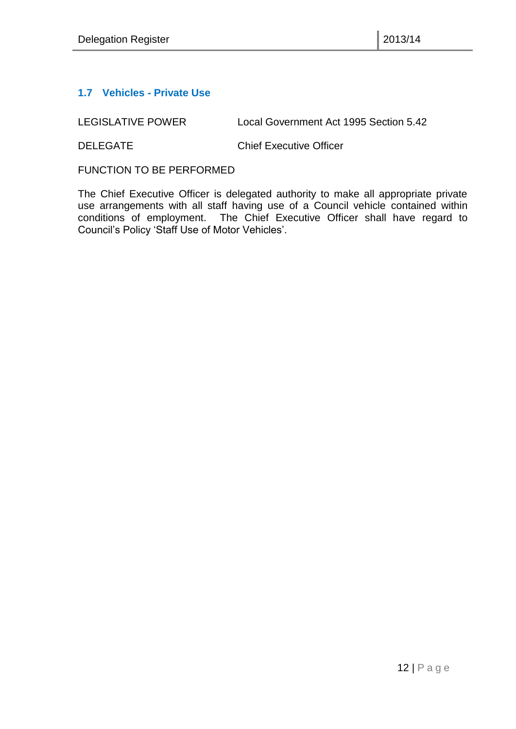## 1.7 Vehicles - Private Use

LEGISLATIVE POWER Local Government Act 1995 Section 5.42

DELEGATE Chief Executive Officer

FUNCTION TO BE PERFORMED

The Chief Executive Officer is delegated authority to make all appropriate private use arrangements with all staff having use of a Council vehicle contained within conditions of employment. The Chief Executive Officer shall have regard to Council's Policy 'Staff Use of Motor Vehicles'.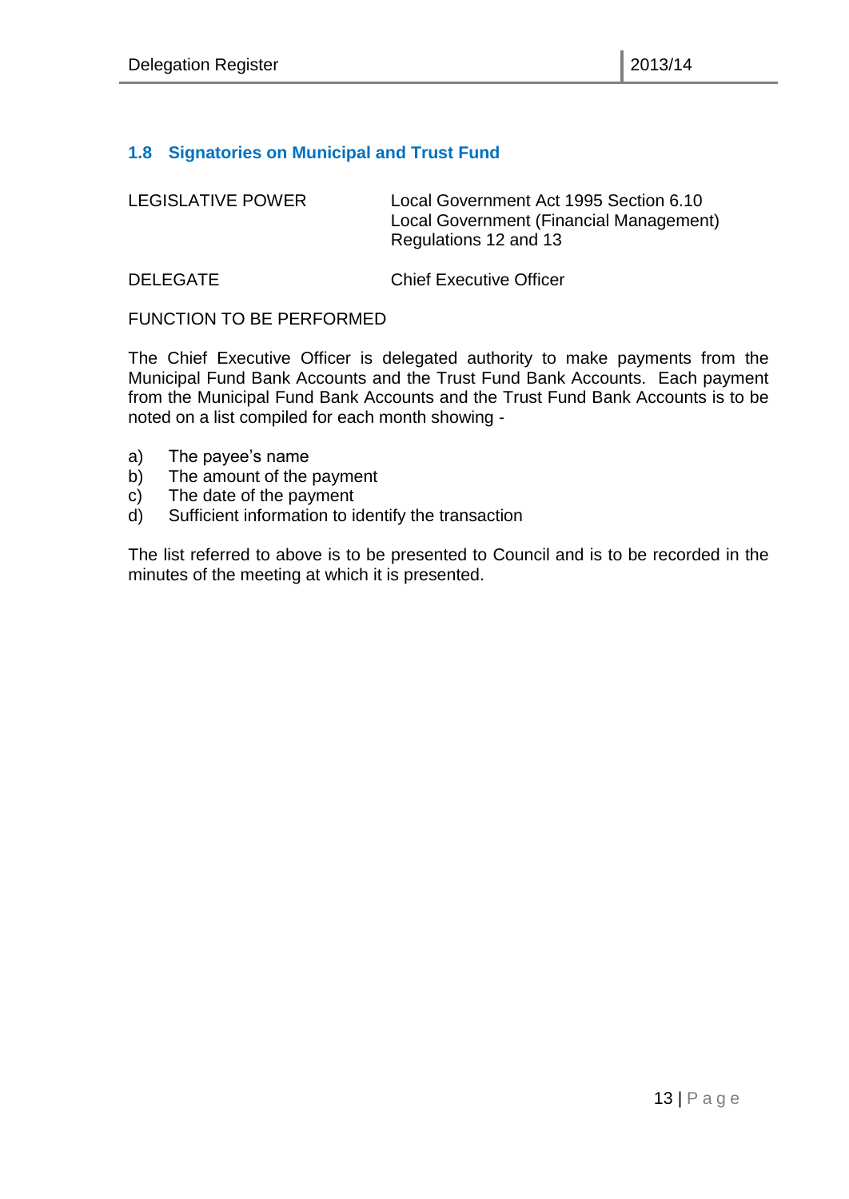## 1.8 Signatories on Municipal and Trust Fund

| | |
|---|---|
| LEGISLATIVE POWER | Local Government Act 1995 Section 6.10<br>Local Government (Financial Management) Regulations 12 and 13 |
| DELEGATE | Chief Executive Officer |

FUNCTION TO BE PERFORMED

The Chief Executive Officer is delegated authority to make payments from the Municipal Fund Bank Accounts and the Trust Fund Bank Accounts. Each payment from the Municipal Fund Bank Accounts and the Trust Fund Bank Accounts is to be noted on a list compiled for each month showing -

a) The payee's name
b) The amount of the payment
c) The date of the payment
d) Sufficient information to identify the transaction

The list referred to above is to be presented to Council and is to be recorded in the minutes of the meeting at which it is presented.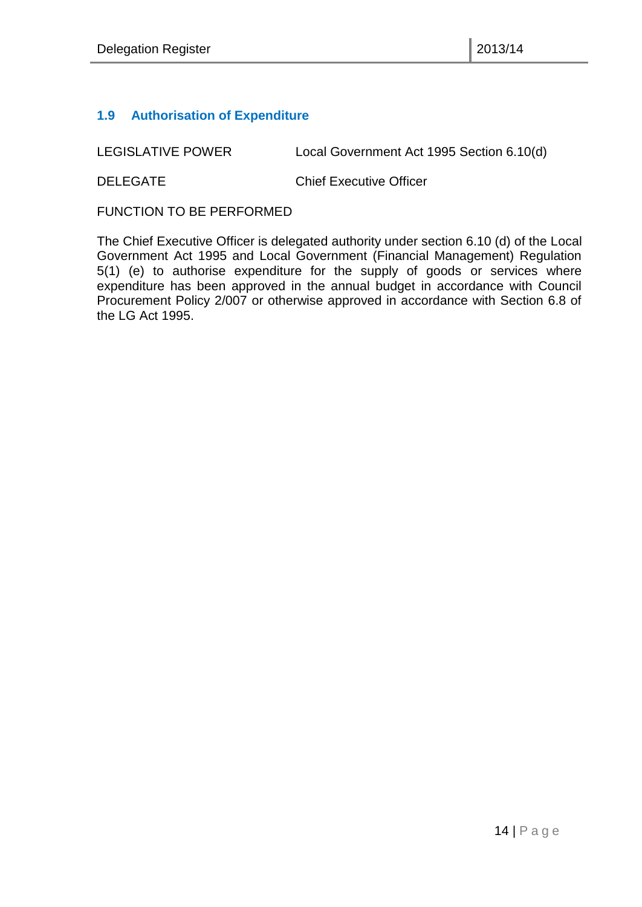### 1.9 Authorisation of Expenditure

LEGISLATIVE POWER Local Government Act 1995 Section 6.10(d)

DELEGATE Chief Executive Officer

FUNCTION TO BE PERFORMED

The Chief Executive Officer is delegated authority under section 6.10 (d) of the Local Government Act 1995 and Local Government (Financial Management) Regulation 5(1) (e) to authorise expenditure for the supply of goods or services where expenditure has been approved in the annual budget in accordance with Council Procurement Policy 2/007 or otherwise approved in accordance with Section 6.8 of the LG Act 1995.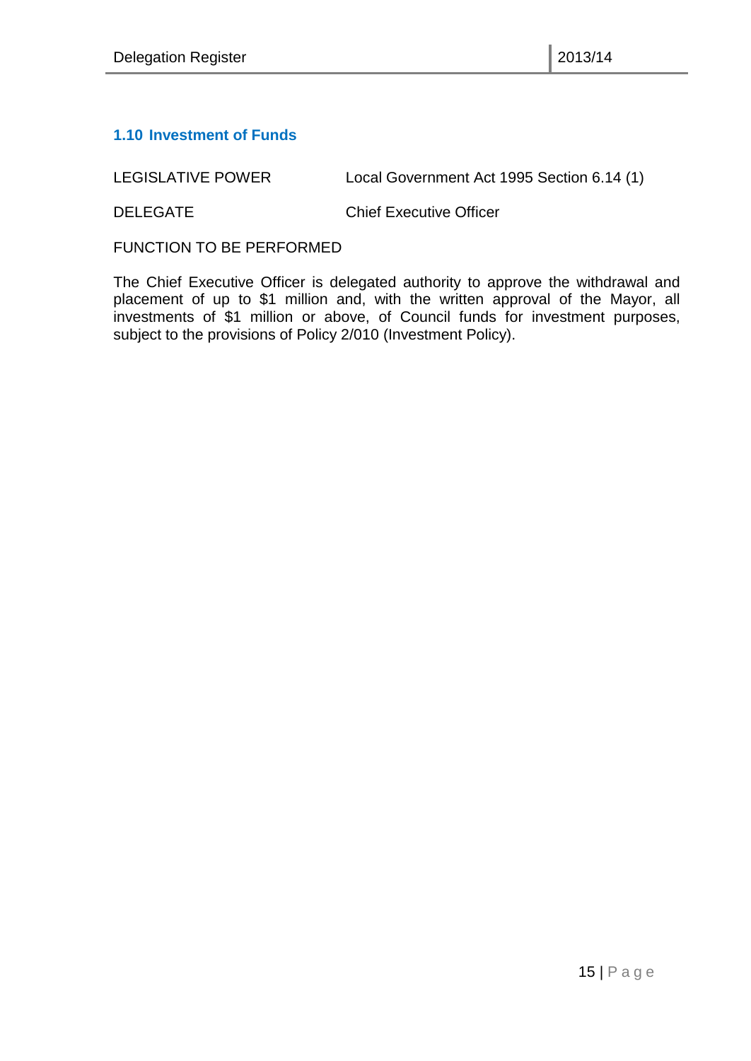### 1.10 Investment of Funds

| | |
|---|---|
| LEGISLATIVE POWER | Local Government Act 1995 Section 6.14 (1) |
| DELEGATE | Chief Executive Officer |

FUNCTION TO BE PERFORMED

The Chief Executive Officer is delegated authority to approve the withdrawal and placement of up to $1 million and, with the written approval of the Mayor, all investments of $1 million or above, of Council funds for investment purposes, subject to the provisions of Policy 2/010 (Investment Policy).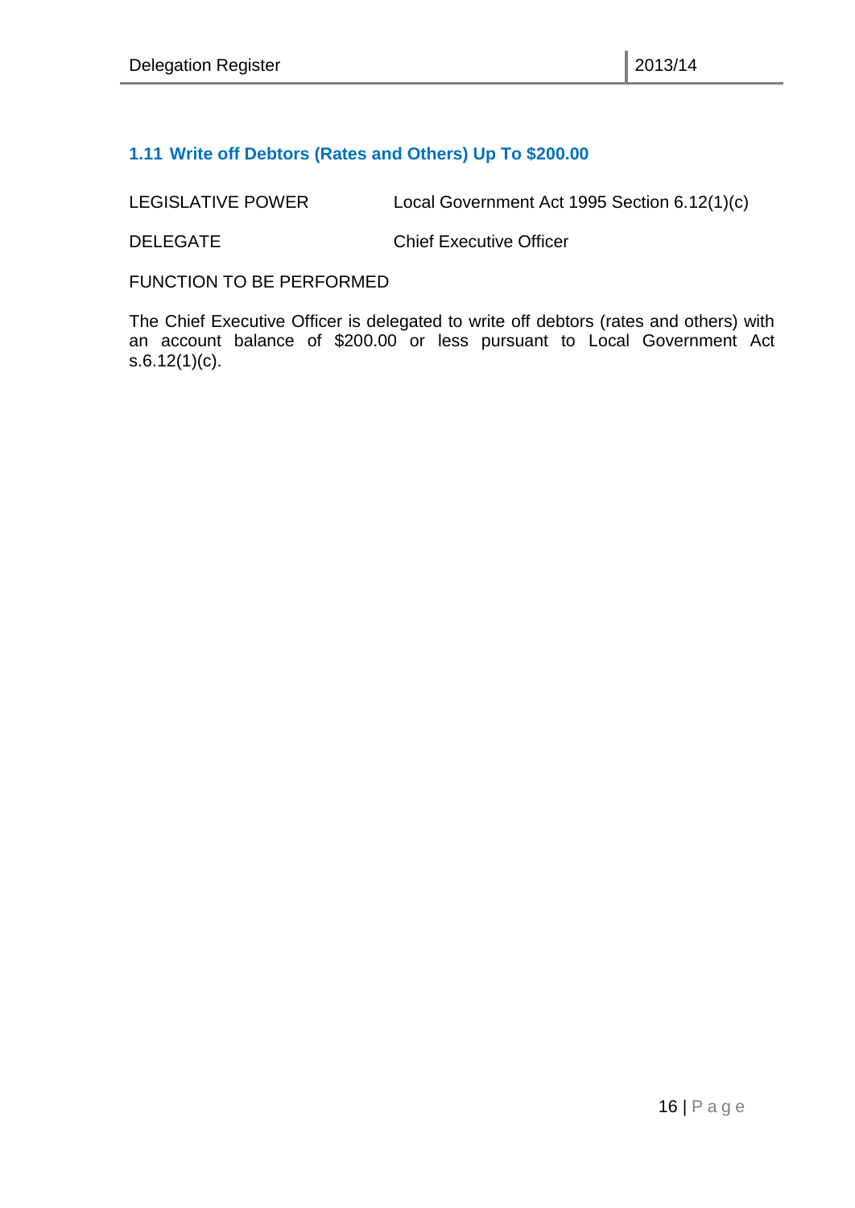### 1.11 Write off Debtors (Rates and Others) Up To $200.00

LEGISLATIVE POWER Local Government Act 1995 Section 6.12(1)(c)

DELEGATE Chief Executive Officer

FUNCTION TO BE PERFORMED

The Chief Executive Officer is delegated to write off debtors (rates and others) with an account balance of $200.00 or less pursuant to Local Government Act s.6.12(1)(c).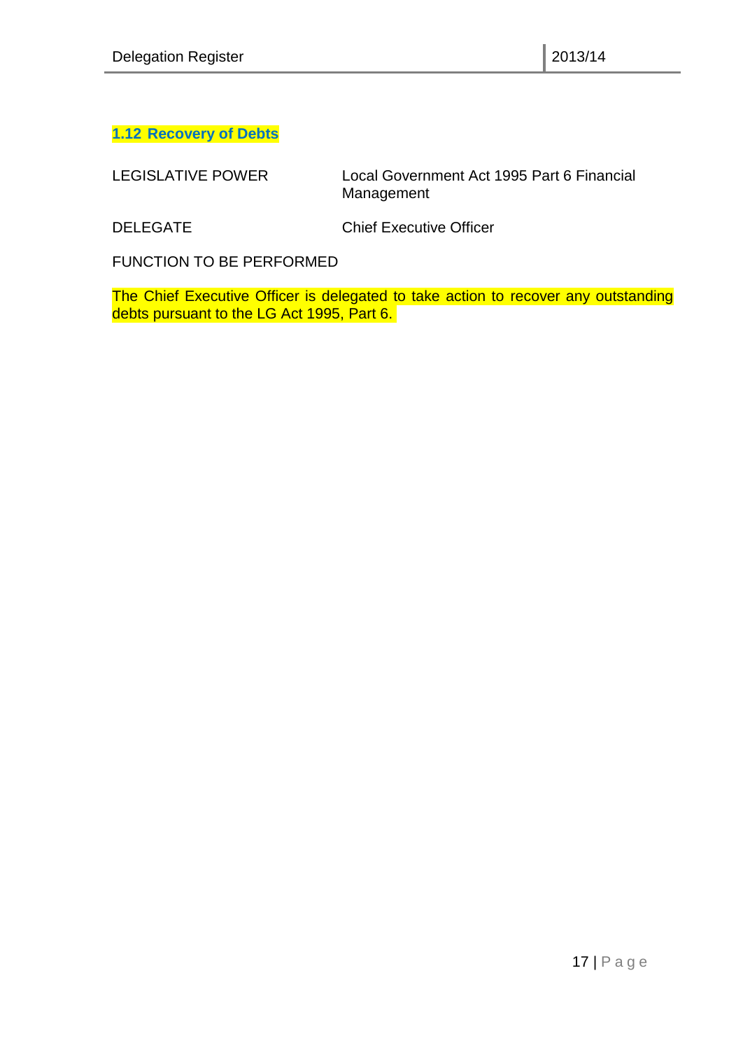## 1.12 Recovery of Debts

| | |
|---|---|
| LEGISLATIVE POWER | Local Government Act 1995 Part 6 Financial Management |
| DELEGATE | Chief Executive Officer |

FUNCTION TO BE PERFORMED

The Chief Executive Officer is delegated to take action to recover any outstanding debts pursuant to the LG Act 1995, Part 6.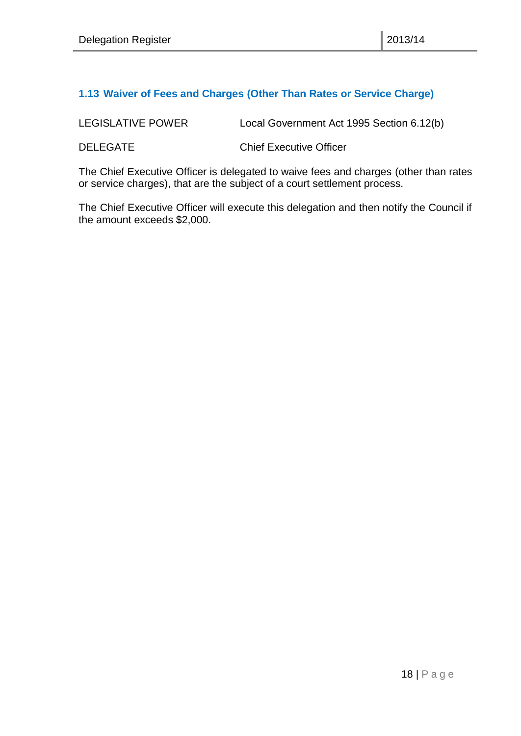### 1.13 Waiver of Fees and Charges (Other Than Rates or Service Charge)

| | |
|---|---|
| LEGISLATIVE POWER | Local Government Act 1995 Section 6.12(b) |
| DELEGATE | Chief Executive Officer |

The Chief Executive Officer is delegated to waive fees and charges (other than rates or service charges), that are the subject of a court settlement process.

The Chief Executive Officer will execute this delegation and then notify the Council if the amount exceeds $2,000.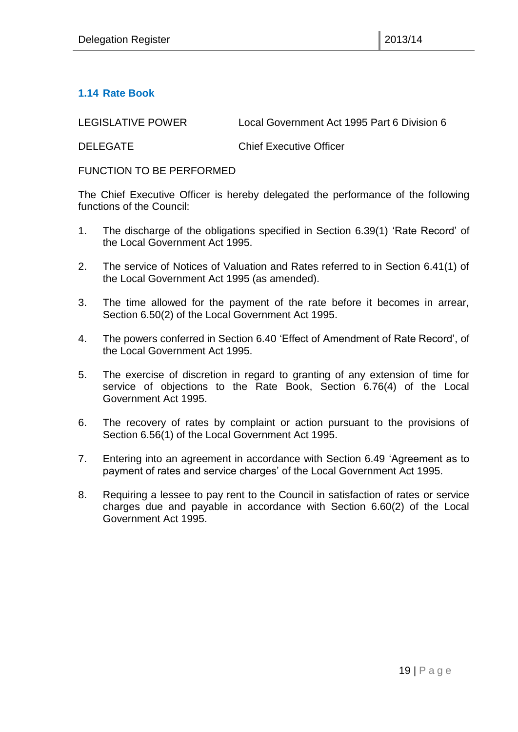### 1.14 Rate Book

LEGISLATIVE POWER Local Government Act 1995 Part 6 Division 6

DELEGATE Chief Executive Officer

FUNCTION TO BE PERFORMED

The Chief Executive Officer is hereby delegated the performance of the following functions of the Council:

1. The discharge of the obligations specified in Section 6.39(1) 'Rate Record' of the Local Government Act 1995.
2. The service of Notices of Valuation and Rates referred to in Section 6.41(1) of the Local Government Act 1995 (as amended).
3. The time allowed for the payment of the rate before it becomes in arrear, Section 6.50(2) of the Local Government Act 1995.
4. The powers conferred in Section 6.40 'Effect of Amendment of Rate Record', of the Local Government Act 1995.
5. The exercise of discretion in regard to granting of any extension of time for service of objections to the Rate Book, Section 6.76(4) of the Local Government Act 1995.
6. The recovery of rates by complaint or action pursuant to the provisions of Section 6.56(1) of the Local Government Act 1995.
7. Entering into an agreement in accordance with Section 6.49 'Agreement as to payment of rates and service charges' of the Local Government Act 1995.
8. Requiring a lessee to pay rent to the Council in satisfaction of rates or service charges due and payable in accordance with Section 6.60(2) of the Local Government Act 1995.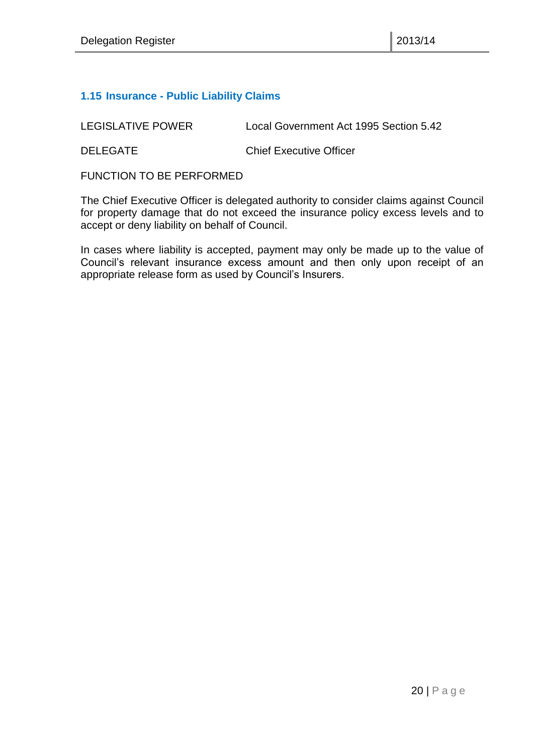## 1.15 Insurance - Public Liability Claims

LEGISLATIVE POWER Local Government Act 1995 Section 5.42

DELEGATE Chief Executive Officer

FUNCTION TO BE PERFORMED

The Chief Executive Officer is delegated authority to consider claims against Council for property damage that do not exceed the insurance policy excess levels and to accept or deny liability on behalf of Council.

In cases where liability is accepted, payment may only be made up to the value of Council's relevant insurance excess amount and then only upon receipt of an appropriate release form as used by Council's Insurers.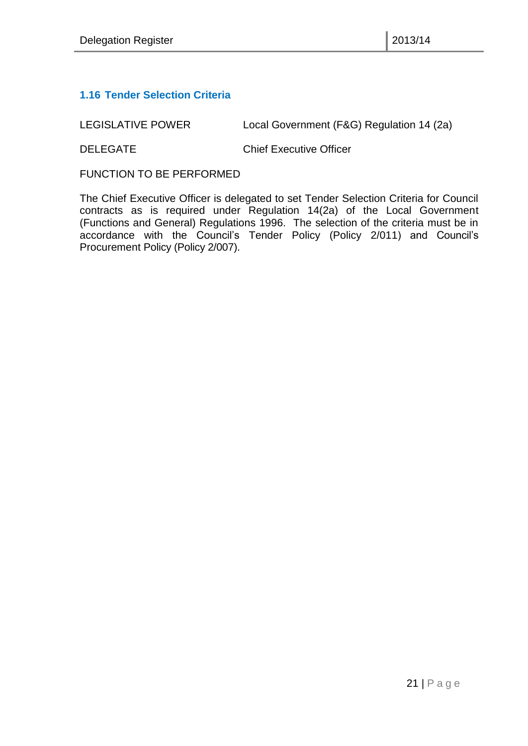### 1.16 Tender Selection Criteria

| | |
|---|---|
| LEGISLATIVE POWER | Local Government (F&G) Regulation 14 (2a) |
| DELEGATE | Chief Executive Officer |

FUNCTION TO BE PERFORMED

The Chief Executive Officer is delegated to set Tender Selection Criteria for Council contracts as is required under Regulation 14(2a) of the Local Government (Functions and General) Regulations 1996. The selection of the criteria must be in accordance with the Council's Tender Policy (Policy 2/011) and Council's Procurement Policy (Policy 2/007).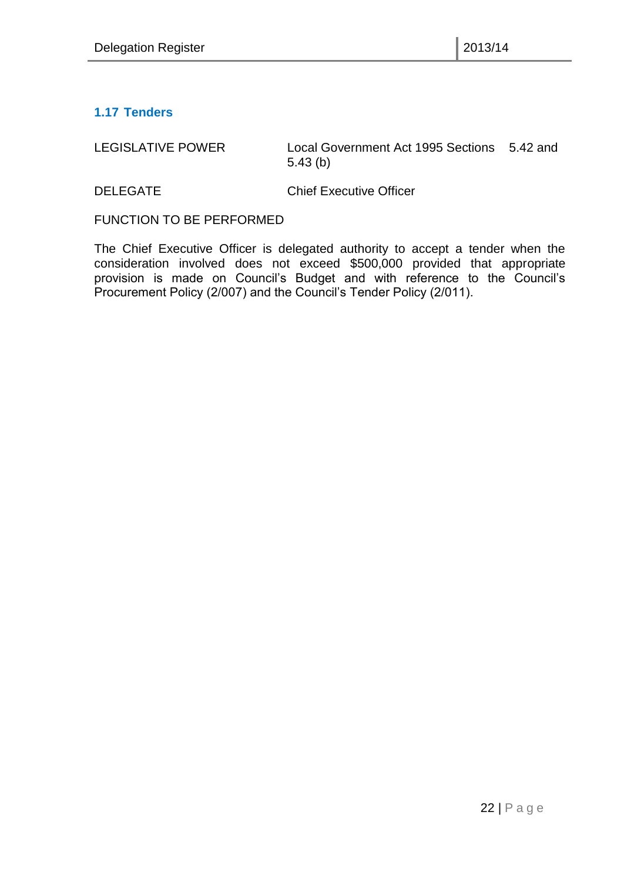### 1.17 Tenders

| | |
|---|---|
| LEGISLATIVE POWER | Local Government Act 1995 Sections 5.42 and 5.43 (b) |
| DELEGATE | Chief Executive Officer |

FUNCTION TO BE PERFORMED

The Chief Executive Officer is delegated authority to accept a tender when the consideration involved does not exceed $500,000 provided that appropriate provision is made on Council's Budget and with reference to the Council's Procurement Policy (2/007) and the Council's Tender Policy (2/011).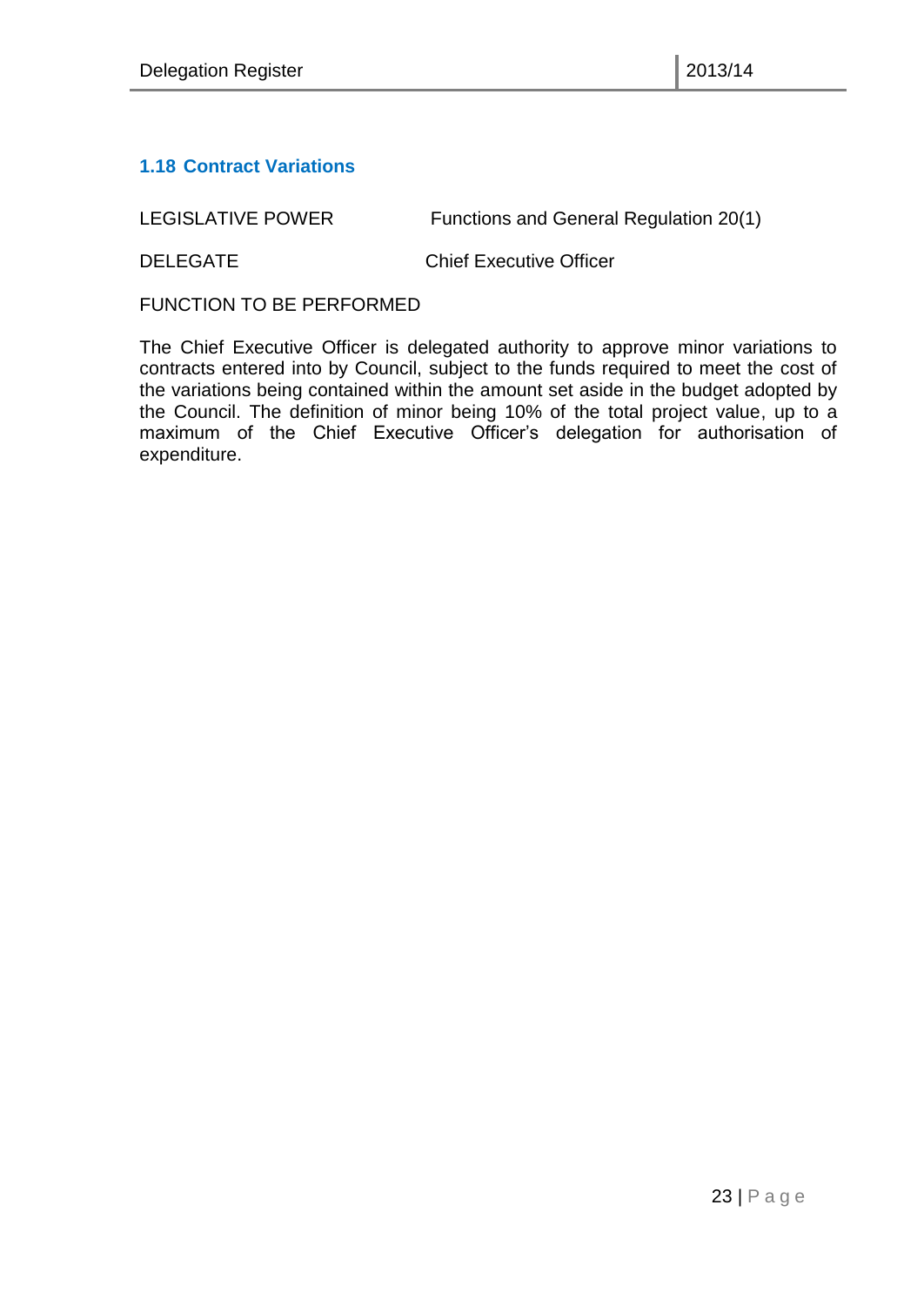### 1.18 Contract Variations

LEGISLATIVE POWER Functions and General Regulation 20(1)

DELEGATE Chief Executive Officer

FUNCTION TO BE PERFORMED

The Chief Executive Officer is delegated authority to approve minor variations to contracts entered into by Council, subject to the funds required to meet the cost of the variations being contained within the amount set aside in the budget adopted by the Council. The definition of minor being 10% of the total project value, up to a maximum of the Chief Executive Officer's delegation for authorisation of expenditure.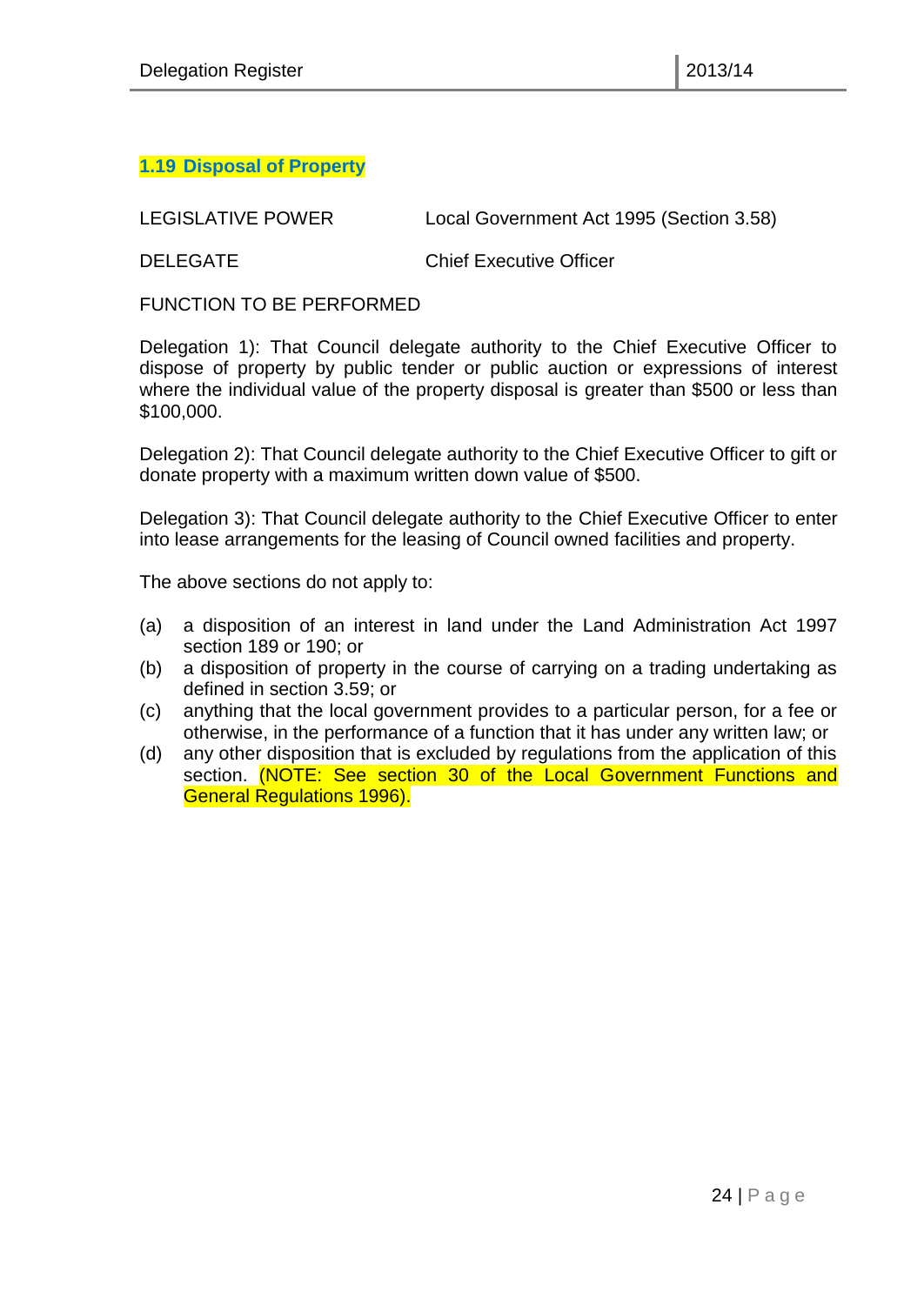### 1.19 Disposal of Property

| | |
|---|---|
| LEGISLATIVE POWER | Local Government Act 1995 (Section 3.58) |
| DELEGATE | Chief Executive Officer |

FUNCTION TO BE PERFORMED

Delegation 1): That Council delegate authority to the Chief Executive Officer to dispose of property by public tender or public auction or expressions of interest where the individual value of the property disposal is greater than $500 or less than $100,000.

Delegation 2): That Council delegate authority to the Chief Executive Officer to gift or donate property with a maximum written down value of $500.

Delegation 3): That Council delegate authority to the Chief Executive Officer to enter into lease arrangements for the leasing of Council owned facilities and property.

The above sections do not apply to:

(a) a disposition of an interest in land under the Land Administration Act 1997 section 189 or 190; or
(b) a disposition of property in the course of carrying on a trading undertaking as defined in section 3.59; or
(c) anything that the local government provides to a particular person, for a fee or otherwise, in the performance of a function that it has under any written law; or
(d) any other disposition that is excluded by regulations from the application of this section. (NOTE: See section 30 of the Local Government Functions and General Regulations 1996).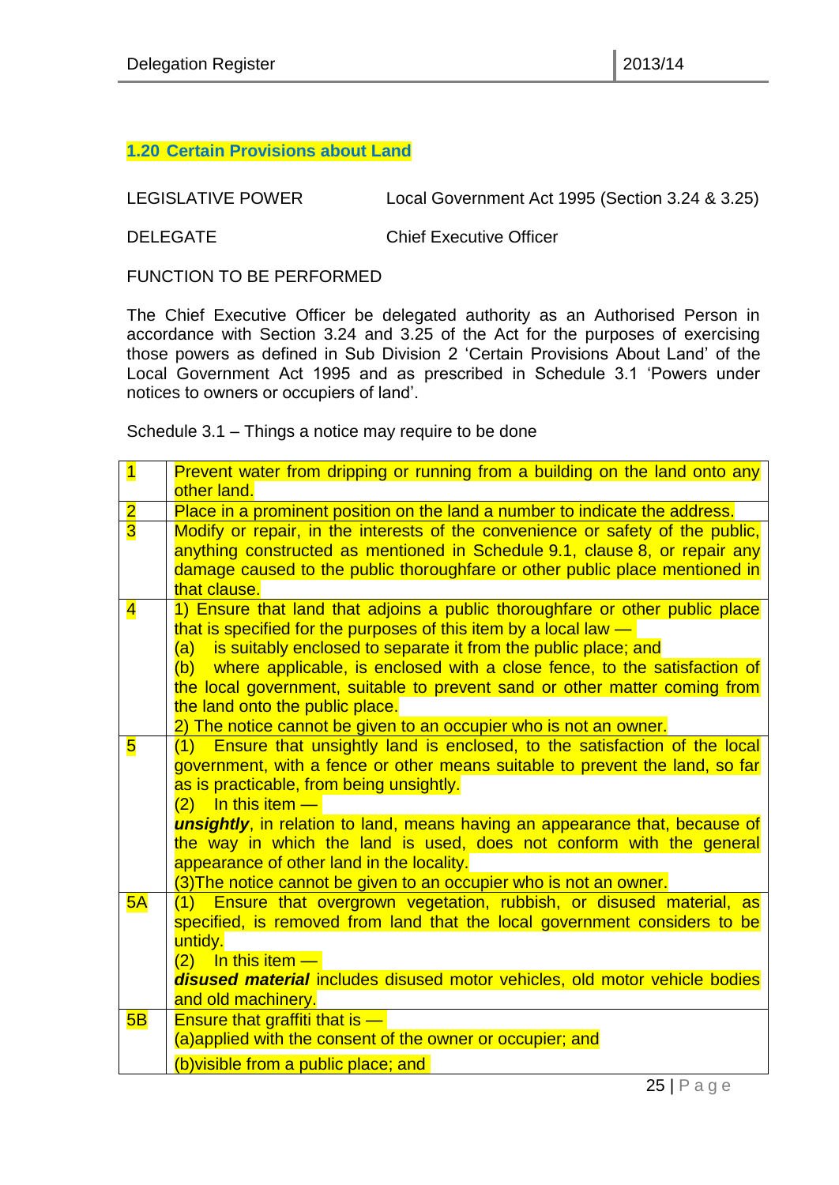### 1.20 Certain Provisions about Land

LEGISLATIVE POWER Local Government Act 1995 (Section 3.24 & 3.25)

DELEGATE Chief Executive Officer

FUNCTION TO BE PERFORMED

The Chief Executive Officer be delegated authority as an Authorised Person in accordance with Section 3.24 and 3.25 of the Act for the purposes of exercising those powers as defined in Sub Division 2 'Certain Provisions About Land' of the Local Government Act 1995 and as prescribed in Schedule 3.1 'Powers under notices to owners or occupiers of land'.

Schedule 3.1 – Things a notice may require to be done

| | |
|---|---|
| 1 | Prevent water from dripping or running from a building on the land onto any other land. |
| 2 | Place in a prominent position on the land a number to indicate the address. |
| 3 | Modify or repair, in the interests of the convenience or safety of the public, anything constructed as mentioned in Schedule 9.1, clause 8, or repair any damage caused to the public thoroughfare or other public place mentioned in that clause. |
| 4 | 1) Ensure that land that adjoins a public thoroughfare or other public place that is specified for the purposes of this item by a local law —<br>(a) is suitably enclosed to separate it from the public place; and<br>(b) where applicable, is enclosed with a close fence, to the satisfaction of the local government, suitable to prevent sand or other matter coming from the land onto the public place.<br>2) The notice cannot be given to an occupier who is not an owner. |
| 5 | (1) Ensure that unsightly land is enclosed, to the satisfaction of the local government, with a fence or other means suitable to prevent the land, so far as is practicable, from being unsightly.<br>(2) In this item —<br>***unsightly***, in relation to land, means having an appearance that, because of the way in which the land is used, does not conform with the general appearance of other land in the locality.<br>(3)The notice cannot be given to an occupier who is not an owner. |
| 5A | (1) Ensure that overgrown vegetation, rubbish, or disused material, as specified, is removed from land that the local government considers to be untidy.<br>(2) In this item —<br>***disused material*** includes disused motor vehicles, old motor vehicle bodies and old machinery. |
| 5B | Ensure that graffiti that is —<br>(a)applied with the consent of the owner or occupier; and<br>(b)visible from a public place; and |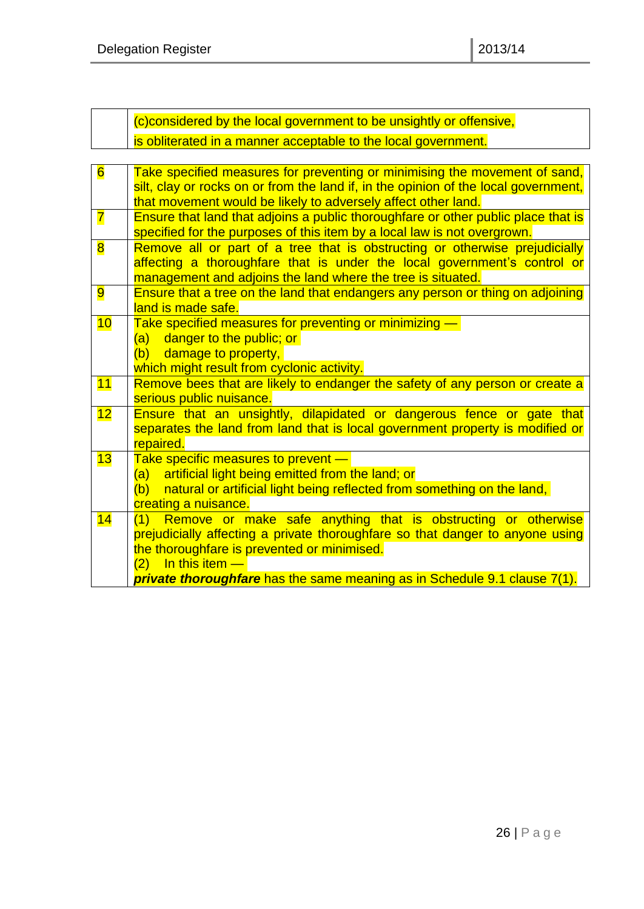| | |
|---|---|
| | (c)considered by the local government to be unsightly or offensive,<br>is obliterated in a manner acceptable to the local government. |

| | |
|---|---|
| 6 | Take specified measures for preventing or minimising the movement of sand, silt, clay or rocks on or from the land if, in the opinion of the local government, that movement would be likely to adversely affect other land. |
| 7 | Ensure that land that adjoins a public thoroughfare or other public place that is specified for the purposes of this item by a local law is not overgrown. |
| 8 | Remove all or part of a tree that is obstructing or otherwise prejudicially affecting a thoroughfare that is under the local government's control or management and adjoins the land where the tree is situated. |
| 9 | Ensure that a tree on the land that endangers any person or thing on adjoining land is made safe. |
| 10 | Take specified measures for preventing or minimizing —<br>(a) danger to the public; or<br>(b) damage to property,<br>which might result from cyclonic activity. |
| 11 | Remove bees that are likely to endanger the safety of any person or create a serious public nuisance. |
| 12 | Ensure that an unsightly, dilapidated or dangerous fence or gate that separates the land from land that is local government property is modified or repaired. |
| 13 | Take specific measures to prevent —<br>(a) artificial light being emitted from the land; or<br>(b) natural or artificial light being reflected from something on the land,<br>creating a nuisance. |
| 14 | (1) Remove or make safe anything that is obstructing or otherwise prejudicially affecting a private thoroughfare so that danger to anyone using the thoroughfare is prevented or minimised.<br>(2) In this item —<br>***private thoroughfare*** has the same meaning as in Schedule 9.1 clause 7(1). |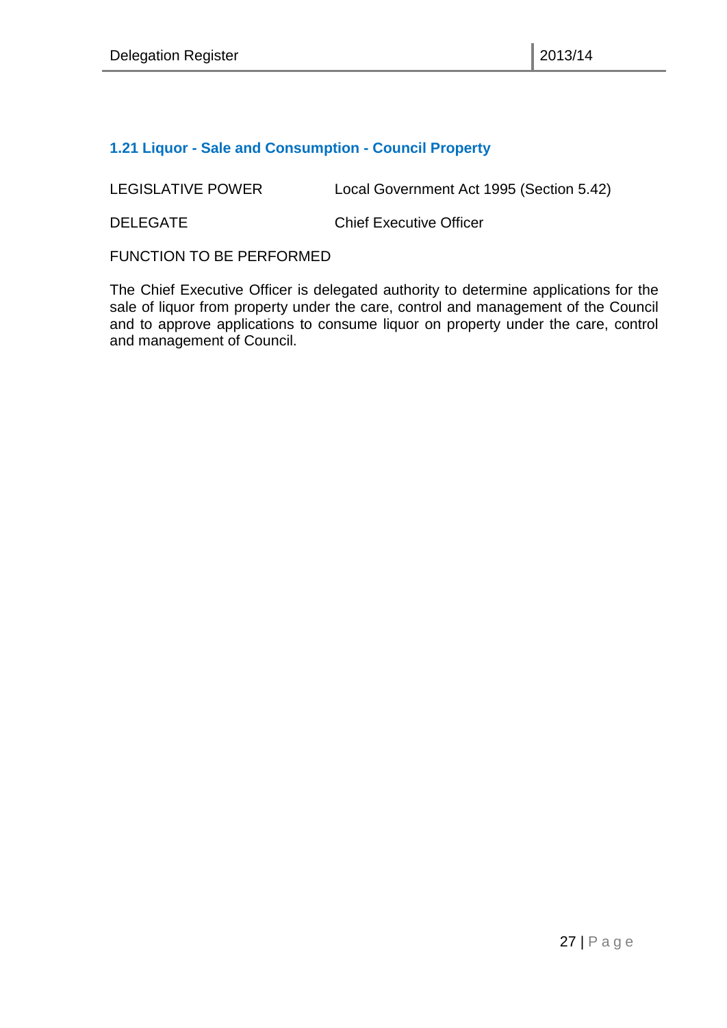### 1.21 Liquor - Sale and Consumption - Council Property

LEGISLATIVE POWER Local Government Act 1995 (Section 5.42)

DELEGATE Chief Executive Officer

FUNCTION TO BE PERFORMED

The Chief Executive Officer is delegated authority to determine applications for the sale of liquor from property under the care, control and management of the Council and to approve applications to consume liquor on property under the care, control and management of Council.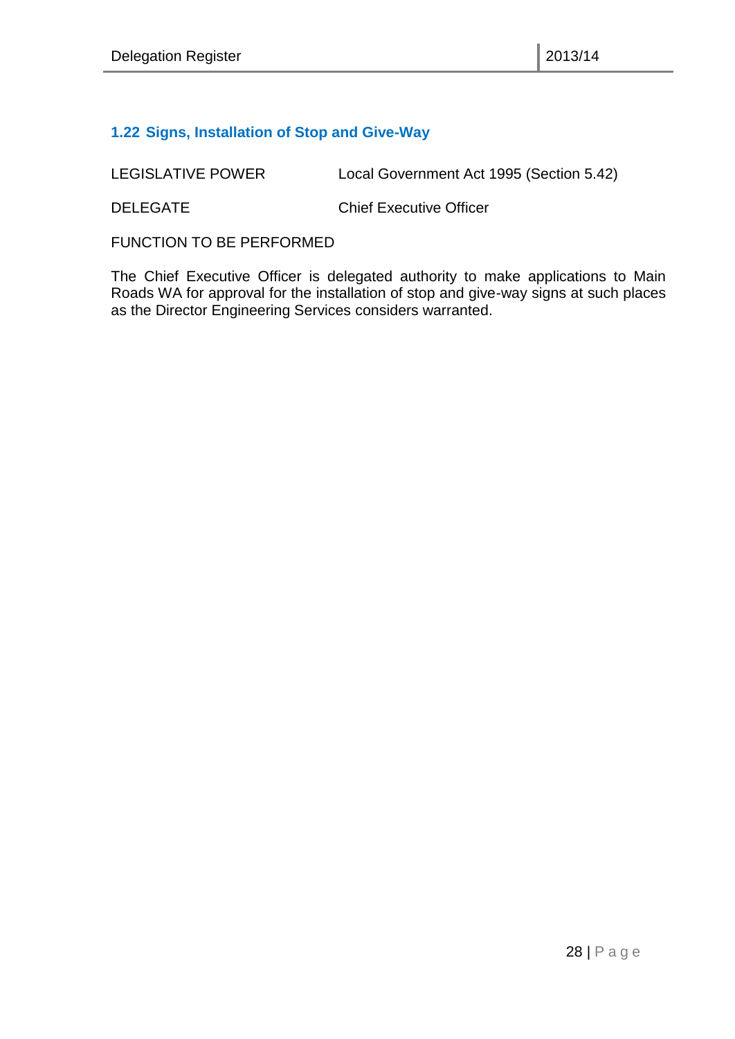### 1.22 Signs, Installation of Stop and Give-Way

LEGISLATIVE POWER Local Government Act 1995 (Section 5.42)

DELEGATE Chief Executive Officer

FUNCTION TO BE PERFORMED

The Chief Executive Officer is delegated authority to make applications to Main Roads WA for approval for the installation of stop and give-way signs at such places as the Director Engineering Services considers warranted.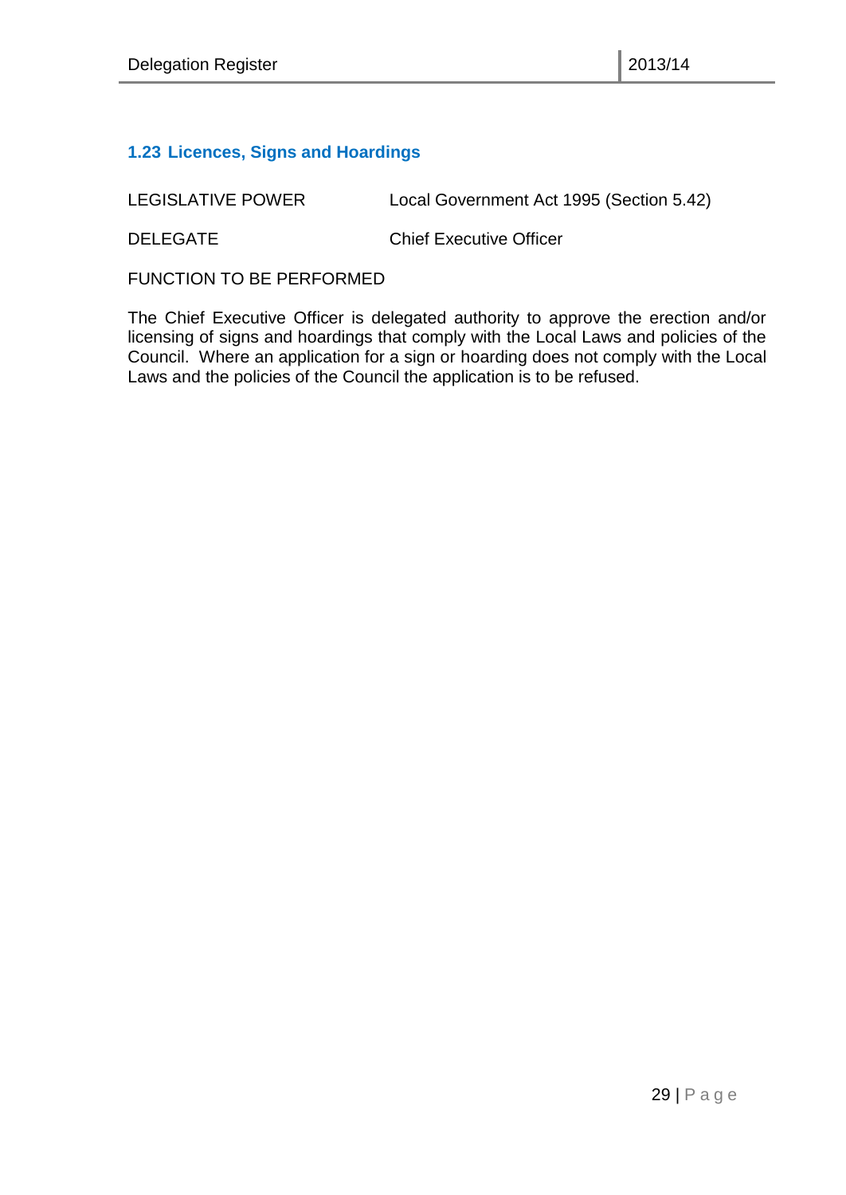### 1.23 Licences, Signs and Hoardings

LEGISLATIVE POWER Local Government Act 1995 (Section 5.42)

DELEGATE Chief Executive Officer

FUNCTION TO BE PERFORMED

The Chief Executive Officer is delegated authority to approve the erection and/or licensing of signs and hoardings that comply with the Local Laws and policies of the Council. Where an application for a sign or hoarding does not comply with the Local Laws and the policies of the Council the application is to be refused.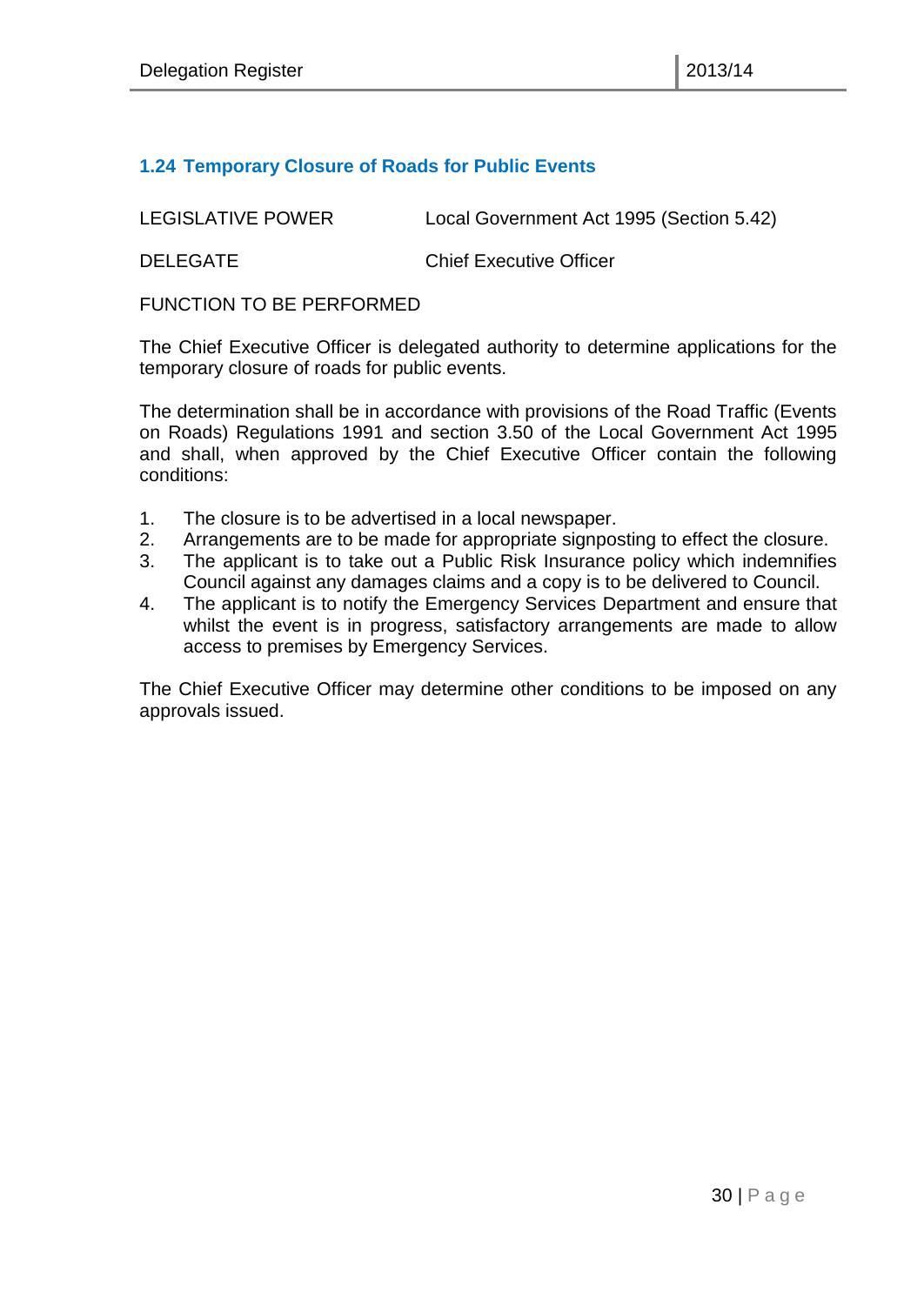### 1.24 Temporary Closure of Roads for Public Events

LEGISLATIVE POWER Local Government Act 1995 (Section 5.42)

DELEGATE Chief Executive Officer

FUNCTION TO BE PERFORMED

The Chief Executive Officer is delegated authority to determine applications for the temporary closure of roads for public events.

The determination shall be in accordance with provisions of the Road Traffic (Events on Roads) Regulations 1991 and section 3.50 of the Local Government Act 1995 and shall, when approved by the Chief Executive Officer contain the following conditions:

1. The closure is to be advertised in a local newspaper.
2. Arrangements are to be made for appropriate signposting to effect the closure.
3. The applicant is to take out a Public Risk Insurance policy which indemnifies Council against any damages claims and a copy is to be delivered to Council.
4. The applicant is to notify the Emergency Services Department and ensure that whilst the event is in progress, satisfactory arrangements are made to allow access to premises by Emergency Services.

The Chief Executive Officer may determine other conditions to be imposed on any approvals issued.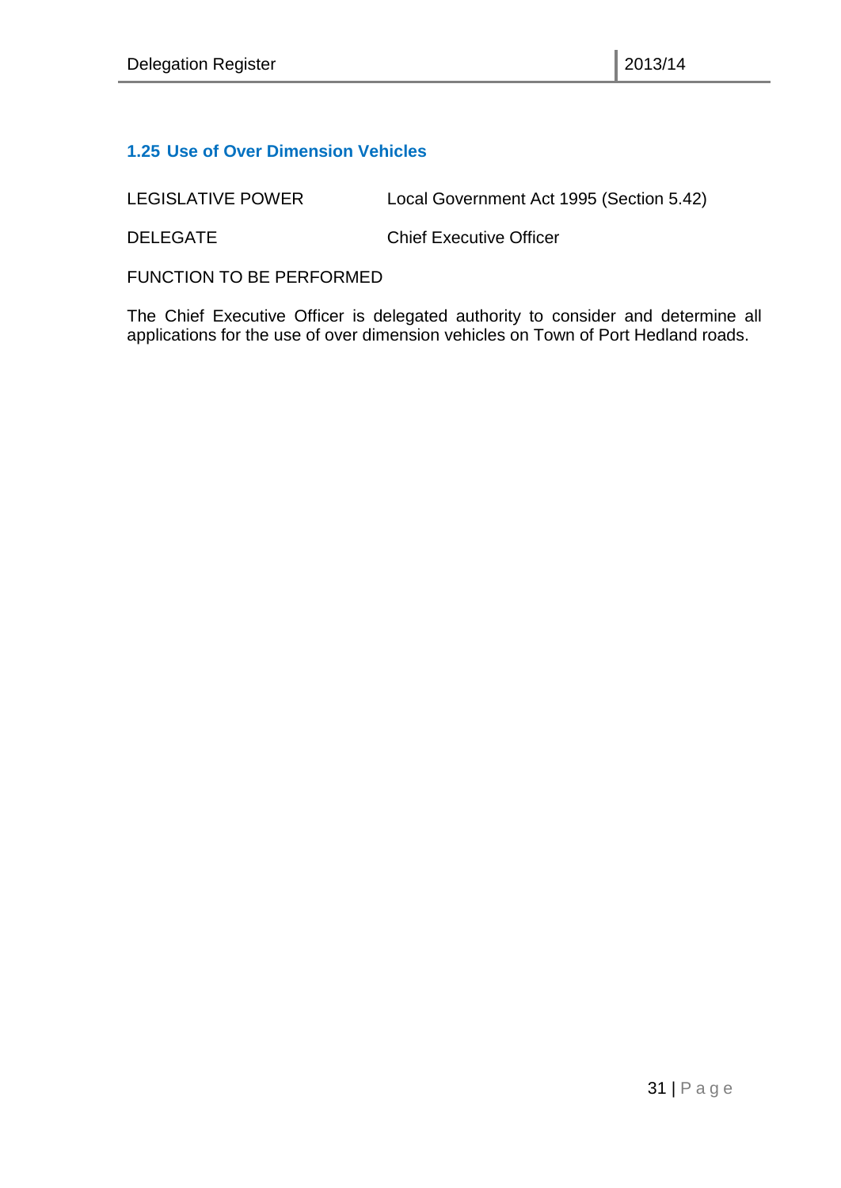### 1.25 Use of Over Dimension Vehicles

LEGISLATIVE POWER Local Government Act 1995 (Section 5.42)

DELEGATE Chief Executive Officer

FUNCTION TO BE PERFORMED

The Chief Executive Officer is delegated authority to consider and determine all applications for the use of over dimension vehicles on Town of Port Hedland roads.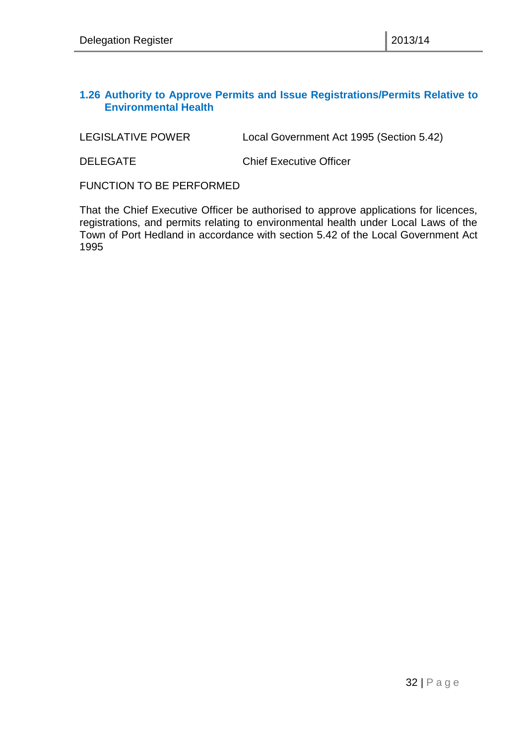### 1.26 Authority to Approve Permits and Issue Registrations/Permits Relative to Environmental Health

| | |
|---|---|
| LEGISLATIVE POWER | Local Government Act 1995 (Section 5.42) |
| DELEGATE | Chief Executive Officer |

FUNCTION TO BE PERFORMED

That the Chief Executive Officer be authorised to approve applications for licences, registrations, and permits relating to environmental health under Local Laws of the Town of Port Hedland in accordance with section 5.42 of the Local Government Act 1995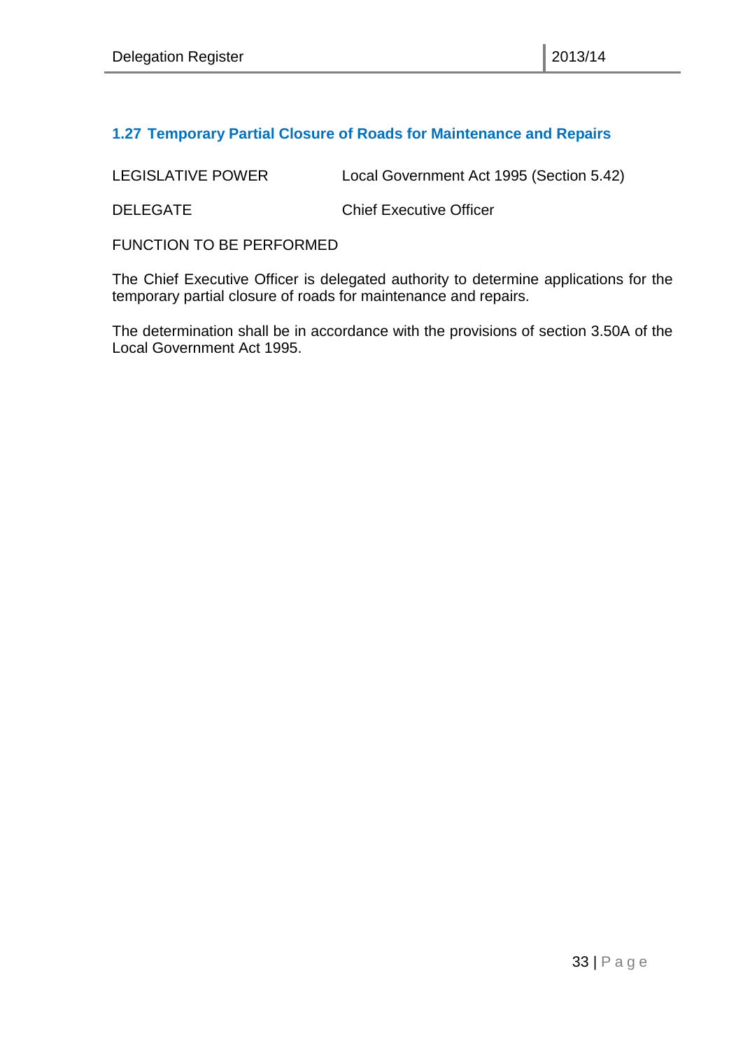### 1.27 Temporary Partial Closure of Roads for Maintenance and Repairs

| | |
|---|---|
| LEGISLATIVE POWER | Local Government Act 1995 (Section 5.42) |
| DELEGATE | Chief Executive Officer |

FUNCTION TO BE PERFORMED

The Chief Executive Officer is delegated authority to determine applications for the temporary partial closure of roads for maintenance and repairs.

The determination shall be in accordance with the provisions of section 3.50A of the Local Government Act 1995.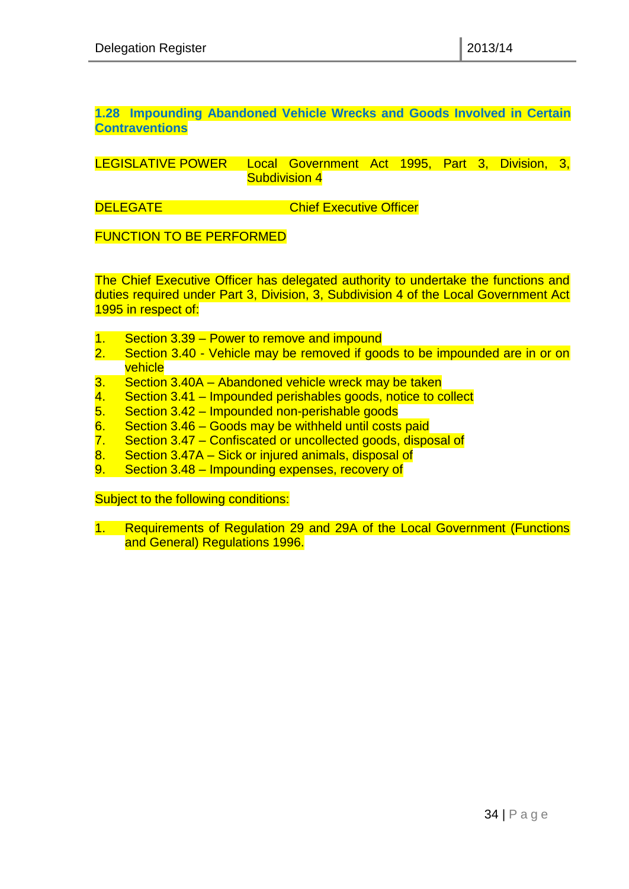## 1.28 Impounding Abandoned Vehicle Wrecks and Goods Involved in Certain Contraventions

LEGISLATIVE POWER Local Government Act 1995, Part 3, Division, 3, Subdivision 4

DELEGATE Chief Executive Officer

FUNCTION TO BE PERFORMED

The Chief Executive Officer has delegated authority to undertake the functions and duties required under Part 3, Division, 3, Subdivision 4 of the Local Government Act 1995 in respect of:

1. Section 3.39 – Power to remove and impound
2. Section 3.40 - Vehicle may be removed if goods to be impounded are in or on vehicle
3. Section 3.40A – Abandoned vehicle wreck may be taken
4. Section 3.41 – Impounded perishables goods, notice to collect
5. Section 3.42 – Impounded non-perishable goods
6. Section 3.46 – Goods may be withheld until costs paid
7. Section 3.47 – Confiscated or uncollected goods, disposal of
8. Section 3.47A – Sick or injured animals, disposal of
9. Section 3.48 – Impounding expenses, recovery of

Subject to the following conditions:

1. Requirements of Regulation 29 and 29A of the Local Government (Functions and General) Regulations 1996.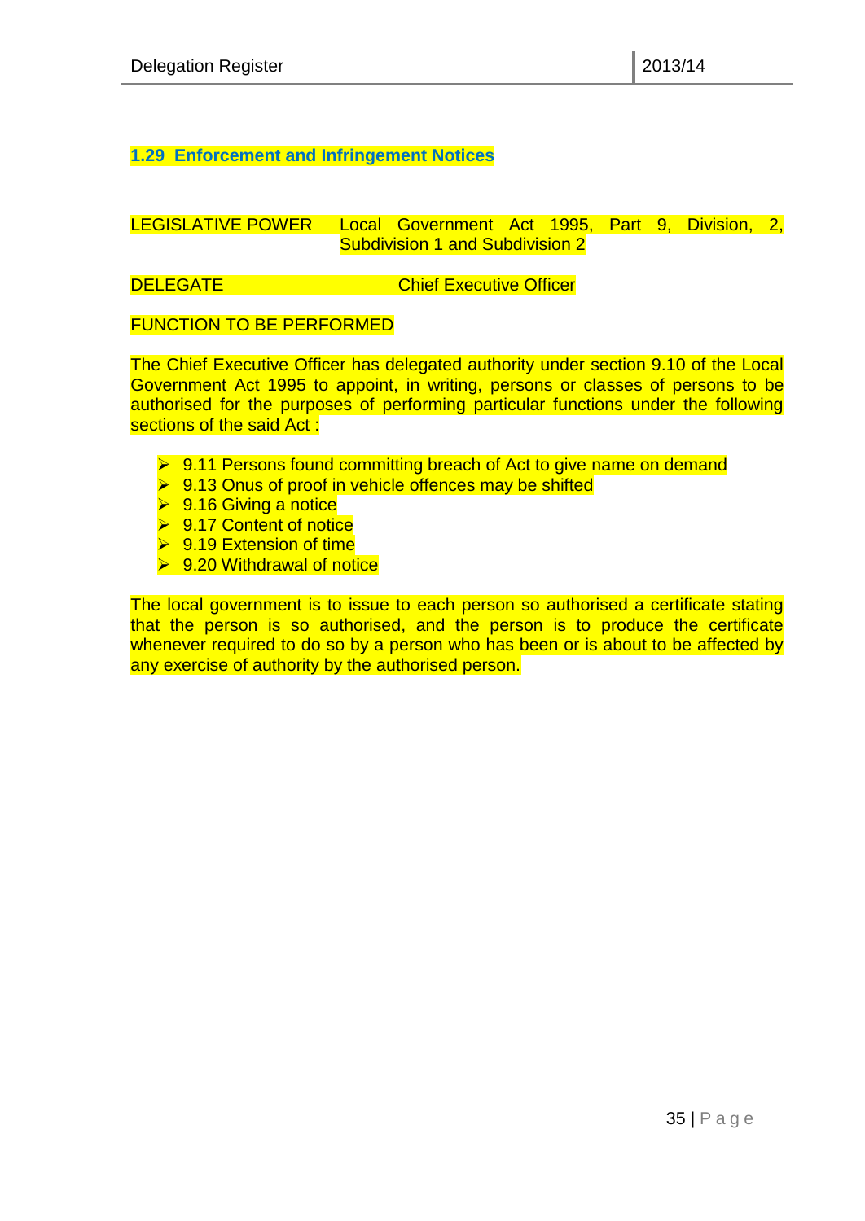## 1.29 Enforcement and Infringement Notices

LEGISLATIVE POWER Local Government Act 1995, Part 9, Division, 2, Subdivision 1 and Subdivision 2

DELEGATE Chief Executive Officer

FUNCTION TO BE PERFORMED

The Chief Executive Officer has delegated authority under section 9.10 of the Local Government Act 1995 to appoint, in writing, persons or classes of persons to be authorised for the purposes of performing particular functions under the following sections of the said Act :

- 9.11 Persons found committing breach of Act to give name on demand
- 9.13 Onus of proof in vehicle offences may be shifted
- 9.16 Giving a notice
- 9.17 Content of notice
- 9.19 Extension of time
- 9.20 Withdrawal of notice

The local government is to issue to each person so authorised a certificate stating that the person is so authorised, and the person is to produce the certificate whenever required to do so by a person who has been or is about to be affected by any exercise of authority by the authorised person.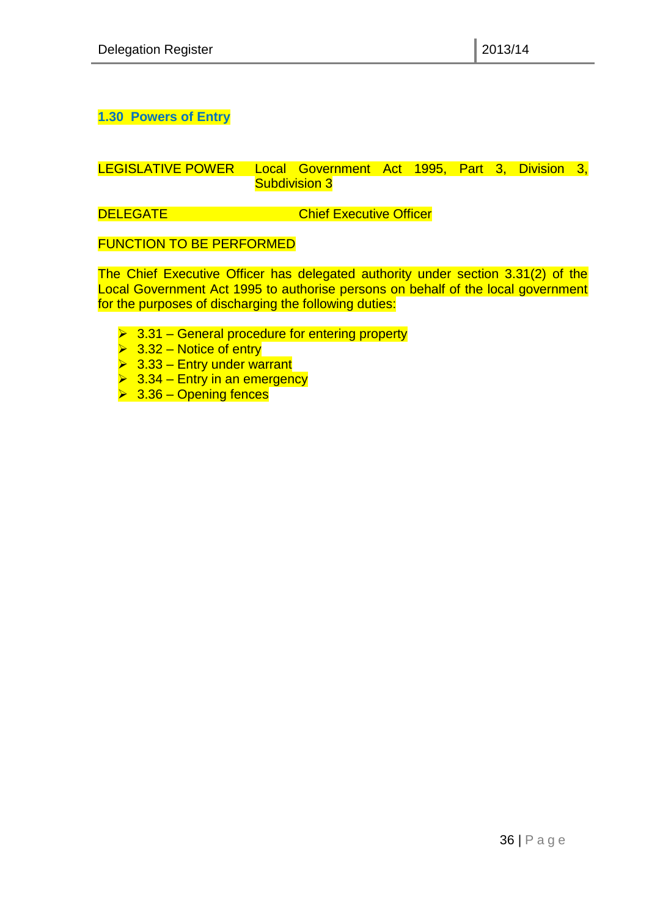## 1.30 Powers of Entry

LEGISLATIVE POWER Local Government Act 1995, Part 3, Division 3, Subdivision 3

DELEGATE Chief Executive Officer

FUNCTION TO BE PERFORMED

The Chief Executive Officer has delegated authority under section 3.31(2) of the Local Government Act 1995 to authorise persons on behalf of the local government for the purposes of discharging the following duties:

- 3.31 – General procedure for entering property
- 3.32 – Notice of entry
- 3.33 – Entry under warrant
- 3.34 – Entry in an emergency
- 3.36 – Opening fences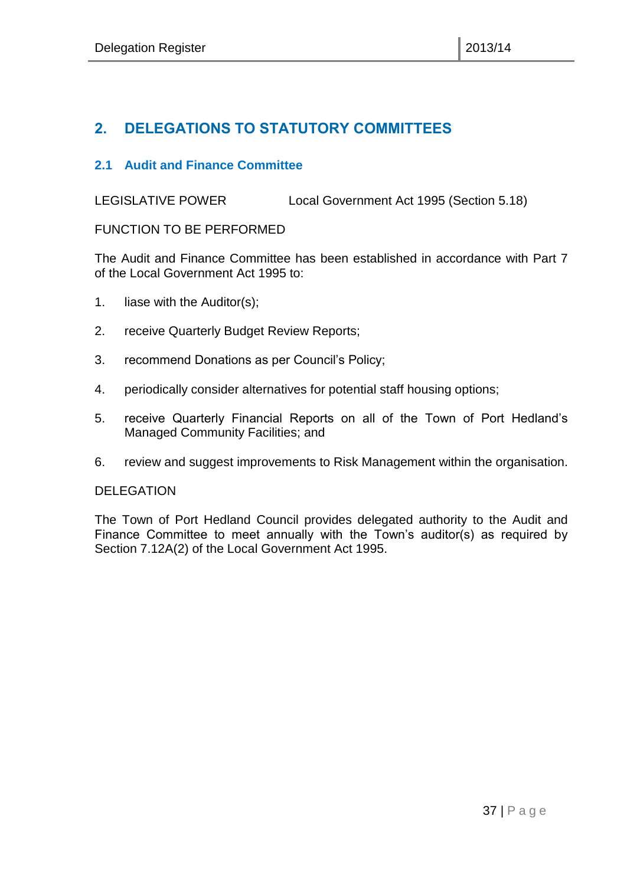## 2. DELEGATIONS TO STATUTORY COMMITTEES

### 2.1 Audit and Finance Committee

LEGISLATIVE POWER Local Government Act 1995 (Section 5.18)

FUNCTION TO BE PERFORMED

The Audit and Finance Committee has been established in accordance with Part 7 of the Local Government Act 1995 to:

1. liase with the Auditor(s);
2. receive Quarterly Budget Review Reports;
3. recommend Donations as per Council's Policy;
4. periodically consider alternatives for potential staff housing options;
5. receive Quarterly Financial Reports on all of the Town of Port Hedland's Managed Community Facilities; and
6. review and suggest improvements to Risk Management within the organisation.

DELEGATION

The Town of Port Hedland Council provides delegated authority to the Audit and Finance Committee to meet annually with the Town's auditor(s) as required by Section 7.12A(2) of the Local Government Act 1995.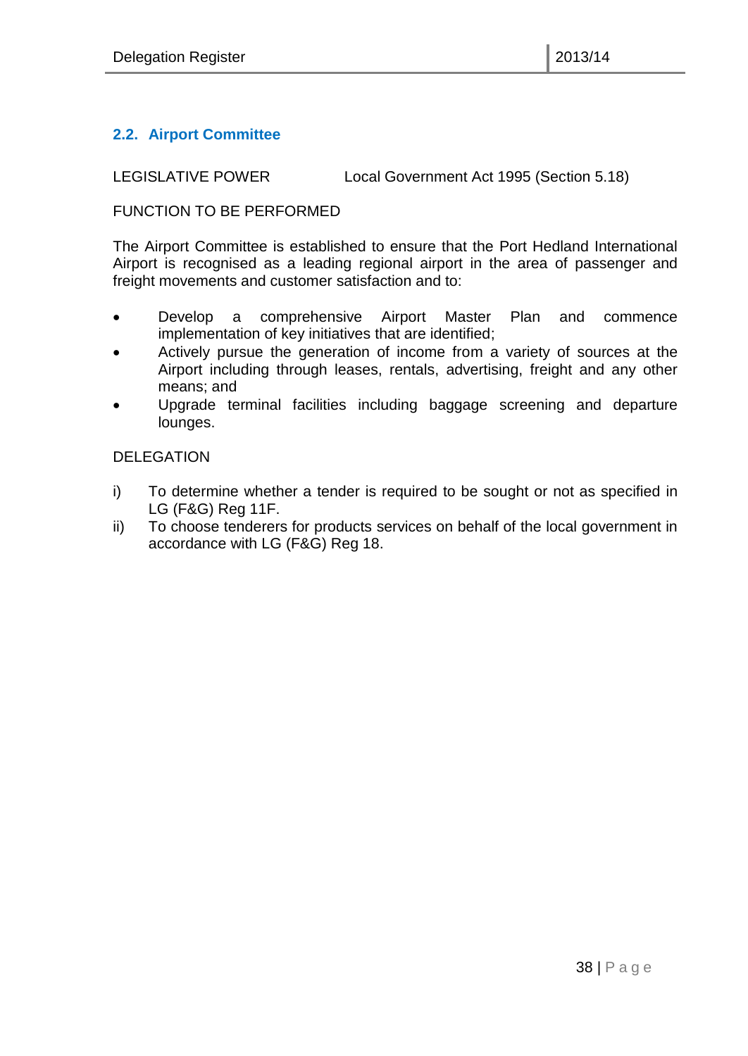## 2.2. Airport Committee

LEGISLATIVE POWER Local Government Act 1995 (Section 5.18)

FUNCTION TO BE PERFORMED

The Airport Committee is established to ensure that the Port Hedland International Airport is recognised as a leading regional airport in the area of passenger and freight movements and customer satisfaction and to:

- Develop a comprehensive Airport Master Plan and commence implementation of key initiatives that are identified;
- Actively pursue the generation of income from a variety of sources at the Airport including through leases, rentals, advertising, freight and any other means; and
- Upgrade terminal facilities including baggage screening and departure lounges.

DELEGATION

i) To determine whether a tender is required to be sought or not as specified in LG (F&G) Reg 11F.
ii) To choose tenderers for products services on behalf of the local government in accordance with LG (F&G) Reg 18.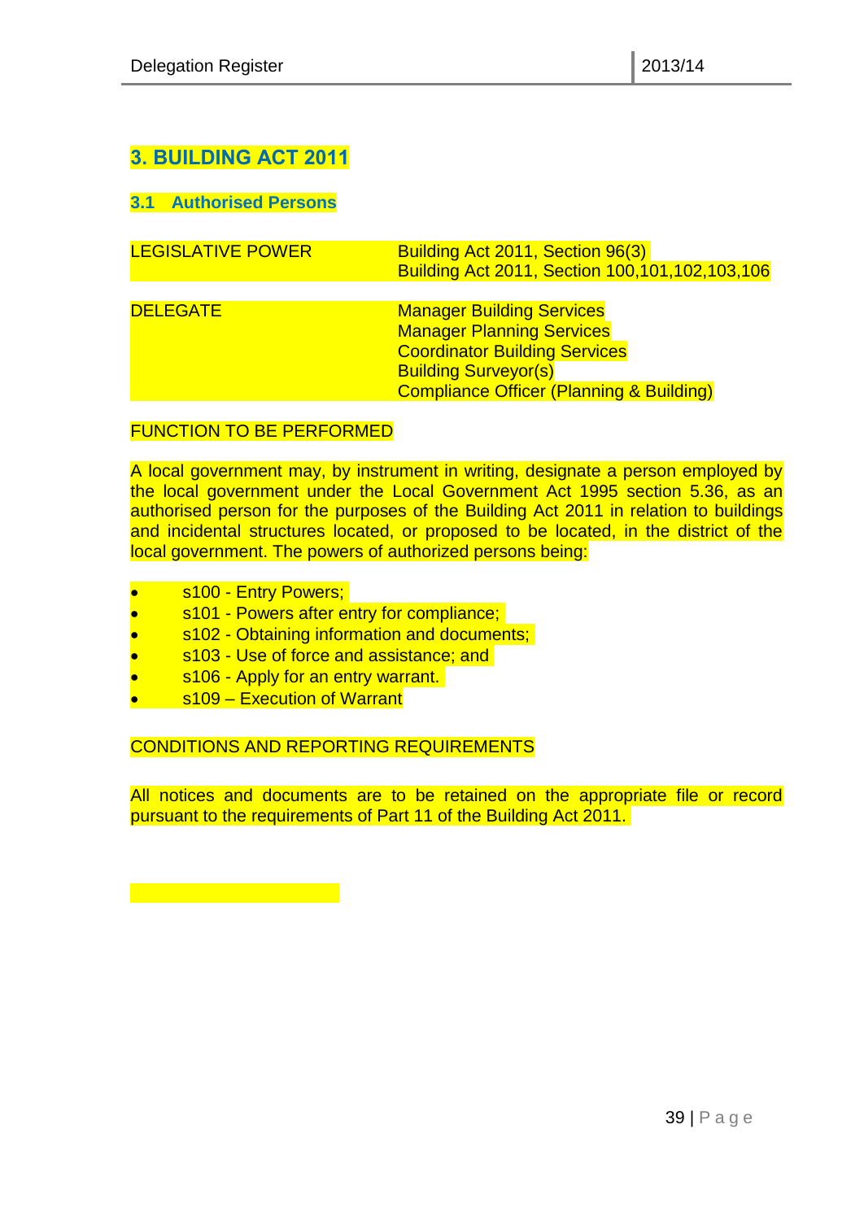# 3. BUILDING ACT 2011

## 3.1 Authorised Persons

| | |
|---|---|
| LEGISLATIVE POWER | Building Act 2011, Section 96(3)<br>Building Act 2011, Section 100,101,102,103,106 |
| DELEGATE | Manager Building Services<br>Manager Planning Services<br>Coordinator Building Services<br>Building Surveyor(s)<br>Compliance Officer (Planning & Building) |

FUNCTION TO BE PERFORMED

A local government may, by instrument in writing, designate a person employed by the local government under the Local Government Act 1995 section 5.36, as an authorised person for the purposes of the Building Act 2011 in relation to buildings and incidental structures located, or proposed to be located, in the district of the local government. The powers of authorized persons being:

- s100 - Entry Powers;
- s101 - Powers after entry for compliance;
- s102 - Obtaining information and documents;
- s103 - Use of force and assistance; and
- s106 - Apply for an entry warrant.
- s109 – Execution of Warrant

CONDITIONS AND REPORTING REQUIREMENTS

All notices and documents are to be retained on the appropriate file or record pursuant to the requirements of Part 11 of the Building Act 2011.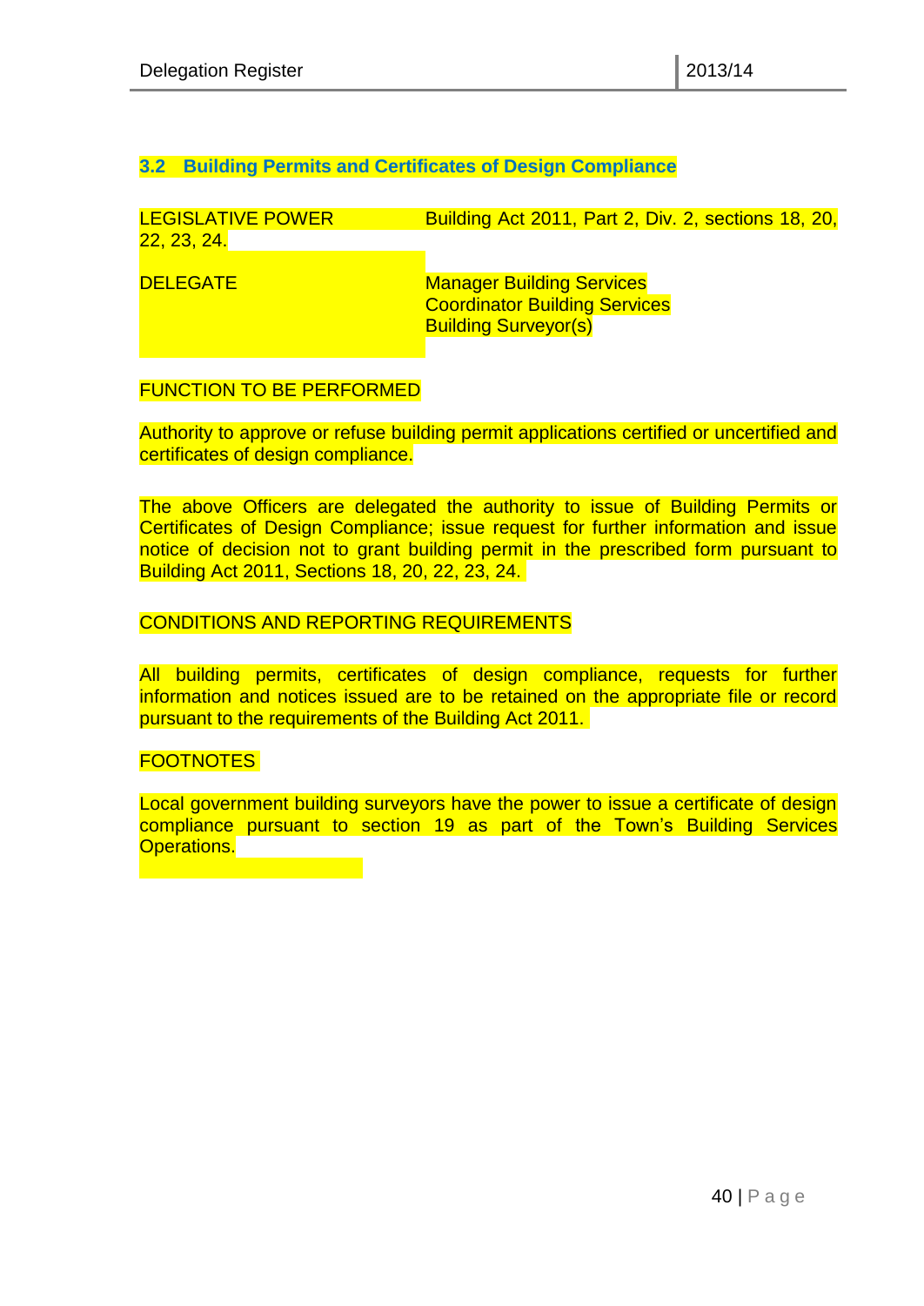## 3.2 Building Permits and Certificates of Design Compliance

LEGISLATIVE POWER Building Act 2011, Part 2, Div. 2, sections 18, 20, 22, 23, 24.

DELEGATE

Manager Building Services
Coordinator Building Services
Building Surveyor(s)

FUNCTION TO BE PERFORMED

Authority to approve or refuse building permit applications certified or uncertified and certificates of design compliance.

The above Officers are delegated the authority to issue of Building Permits or Certificates of Design Compliance; issue request for further information and issue notice of decision not to grant building permit in the prescribed form pursuant to Building Act 2011, Sections 18, 20, 22, 23, 24.

CONDITIONS AND REPORTING REQUIREMENTS

All building permits, certificates of design compliance, requests for further information and notices issued are to be retained on the appropriate file or record pursuant to the requirements of the Building Act 2011.

FOOTNOTES

Local government building surveyors have the power to issue a certificate of design compliance pursuant to section 19 as part of the Town's Building Services Operations.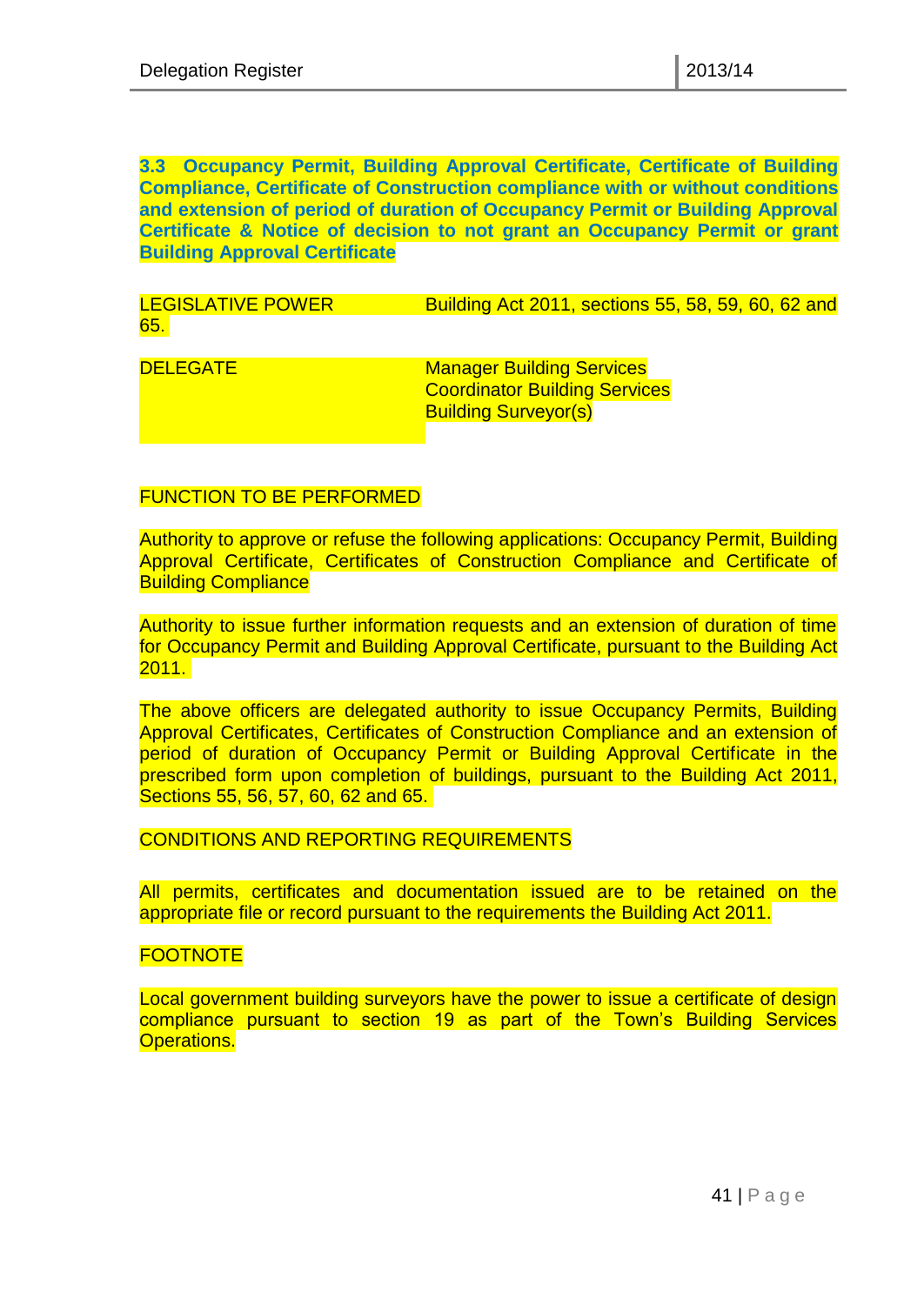### 3.3 Occupancy Permit, Building Approval Certificate, Certificate of Building Compliance, Certificate of Construction compliance with or without conditions and extension of period of duration of Occupancy Permit or Building Approval Certificate & Notice of decision to not grant an Occupancy Permit or grant Building Approval Certificate

| | |
|---|---|
| LEGISLATIVE POWER | Building Act 2011, sections 55, 58, 59, 60, 62 and 65. |
| DELEGATE | Manager Building Services<br>Coordinator Building Services<br>Building Surveyor(s) |

FUNCTION TO BE PERFORMED

Authority to approve or refuse the following applications: Occupancy Permit, Building Approval Certificate, Certificates of Construction Compliance and Certificate of Building Compliance

Authority to issue further information requests and an extension of duration of time for Occupancy Permit and Building Approval Certificate, pursuant to the Building Act 2011.

The above officers are delegated authority to issue Occupancy Permits, Building Approval Certificates, Certificates of Construction Compliance and an extension of period of duration of Occupancy Permit or Building Approval Certificate in the prescribed form upon completion of buildings, pursuant to the Building Act 2011, Sections 55, 56, 57, 60, 62 and 65.

CONDITIONS AND REPORTING REQUIREMENTS

All permits, certificates and documentation issued are to be retained on the appropriate file or record pursuant to the requirements the Building Act 2011.

FOOTNOTE

Local government building surveyors have the power to issue a certificate of design compliance pursuant to section 19 as part of the Town's Building Services Operations.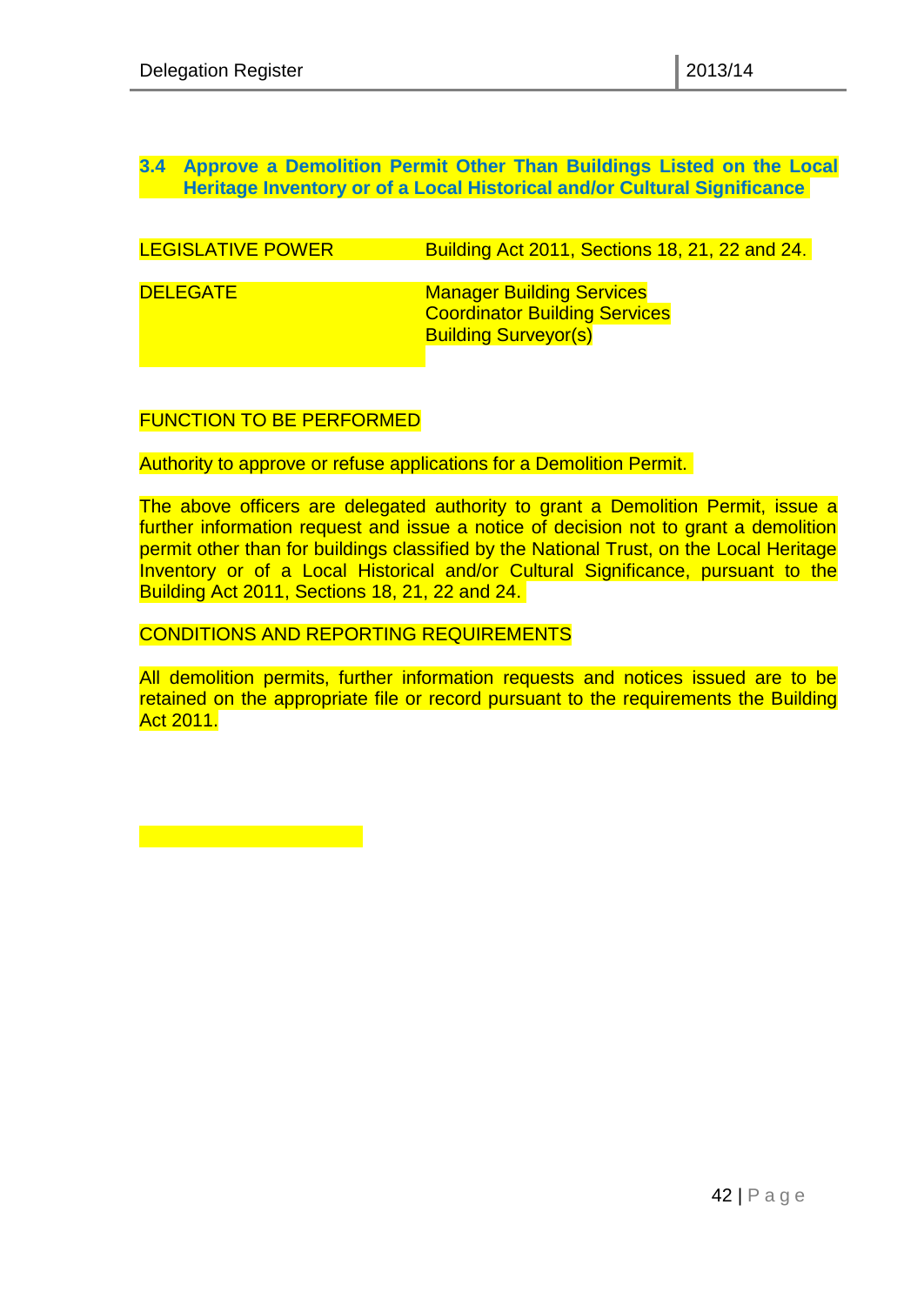### 3.4 Approve a Demolition Permit Other Than Buildings Listed on the Local Heritage Inventory or of a Local Historical and/or Cultural Significance

| | |
|---|---|
| LEGISLATIVE POWER | Building Act 2011, Sections 18, 21, 22 and 24. |
| DELEGATE | Manager Building Services<br>Coordinator Building Services<br>Building Surveyor(s) |

FUNCTION TO BE PERFORMED

Authority to approve or refuse applications for a Demolition Permit.

The above officers are delegated authority to grant a Demolition Permit, issue a further information request and issue a notice of decision not to grant a demolition permit other than for buildings classified by the National Trust, on the Local Heritage Inventory or of a Local Historical and/or Cultural Significance, pursuant to the Building Act 2011, Sections 18, 21, 22 and 24.

CONDITIONS AND REPORTING REQUIREMENTS

All demolition permits, further information requests and notices issued are to be retained on the appropriate file or record pursuant to the requirements the Building Act 2011.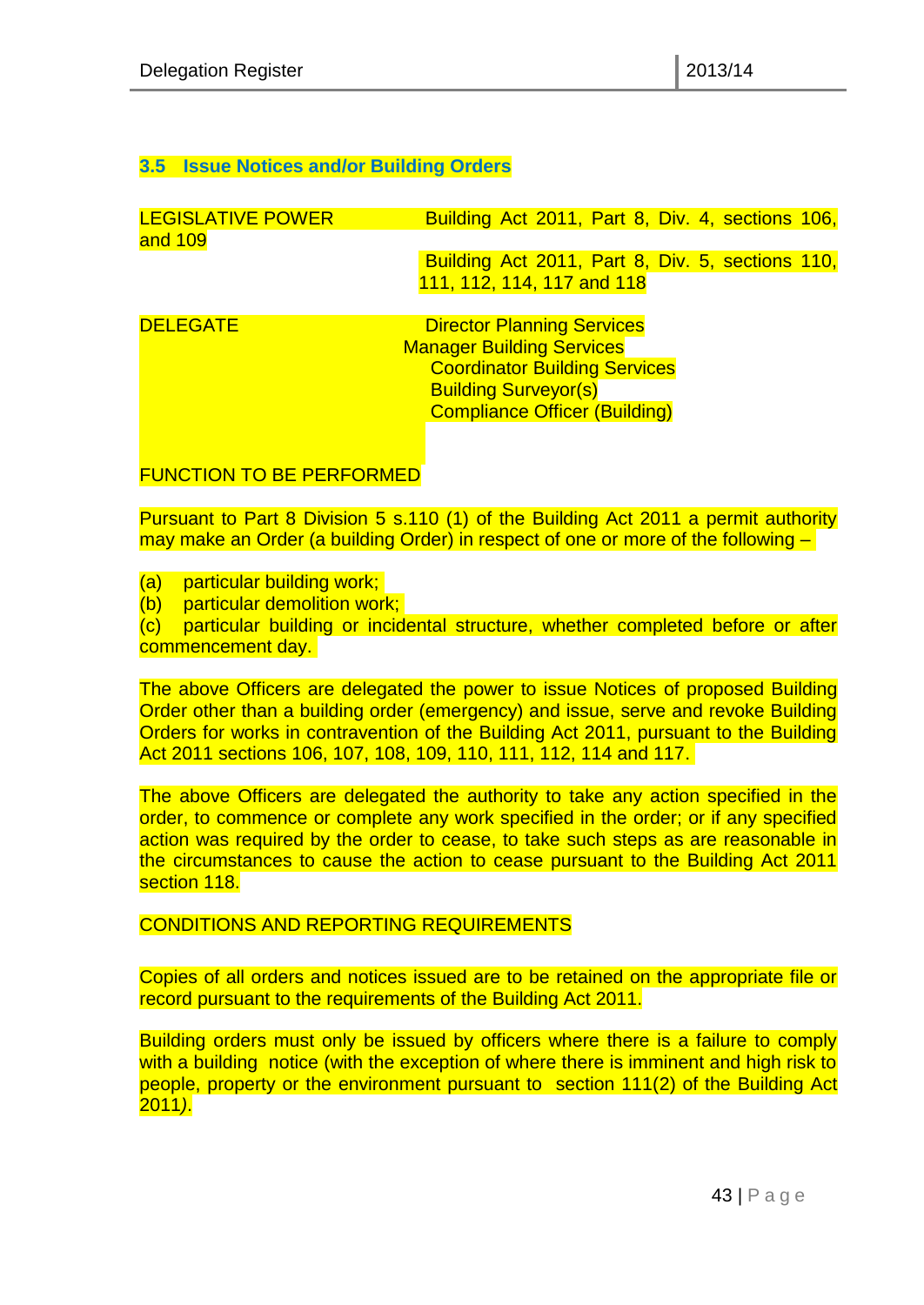### 3.5 Issue Notices and/or Building Orders

LEGISLATIVE POWER Building Act 2011, Part 8, Div. 4, sections 106, and 109

Building Act 2011, Part 8, Div. 5, sections 110, 111, 112, 114, 117 and 118

DELEGATE

Director Planning Services
Manager Building Services
Coordinator Building Services
Building Surveyor(s)
Compliance Officer (Building)

FUNCTION TO BE PERFORMED

Pursuant to Part 8 Division 5 s.110 (1) of the Building Act 2011 a permit authority may make an Order (a building Order) in respect of one or more of the following –

(a) particular building work;
(b) particular demolition work;
(c) particular building or incidental structure, whether completed before or after commencement day.

The above Officers are delegated the power to issue Notices of proposed Building Order other than a building order (emergency) and issue, serve and revoke Building Orders for works in contravention of the Building Act 2011, pursuant to the Building Act 2011 sections 106, 107, 108, 109, 110, 111, 112, 114 and 117.

The above Officers are delegated the authority to take any action specified in the order, to commence or complete any work specified in the order; or if any specified action was required by the order to cease, to take such steps as are reasonable in the circumstances to cause the action to cease pursuant to the Building Act 2011 section 118.

CONDITIONS AND REPORTING REQUIREMENTS

Copies of all orders and notices issued are to be retained on the appropriate file or record pursuant to the requirements of the Building Act 2011.

Building orders must only be issued by officers where there is a failure to comply with a building notice (with the exception of where there is imminent and high risk to people, property or the environment pursuant to section 111(2) of the Building Act 2011).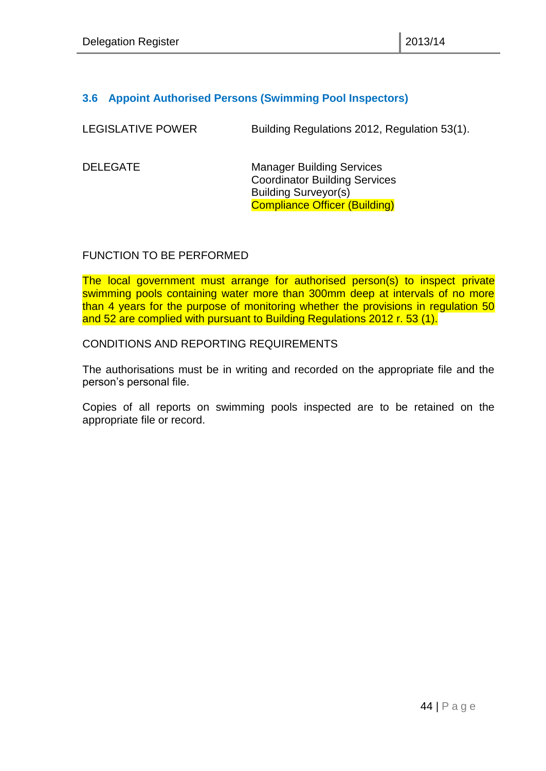### 3.6 Appoint Authorised Persons (Swimming Pool Inspectors)

LEGISLATIVE POWER

Building Regulations 2012, Regulation 53(1).

DELEGATE

Manager Building Services
Coordinator Building Services
Building Surveyor(s)
Compliance Officer (Building)

FUNCTION TO BE PERFORMED

The local government must arrange for authorised person(s) to inspect private swimming pools containing water more than 300mm deep at intervals of no more than 4 years for the purpose of monitoring whether the provisions in regulation 50 and 52 are complied with pursuant to Building Regulations 2012 r. 53 (1).

CONDITIONS AND REPORTING REQUIREMENTS

The authorisations must be in writing and recorded on the appropriate file and the person's personal file.

Copies of all reports on swimming pools inspected are to be retained on the appropriate file or record.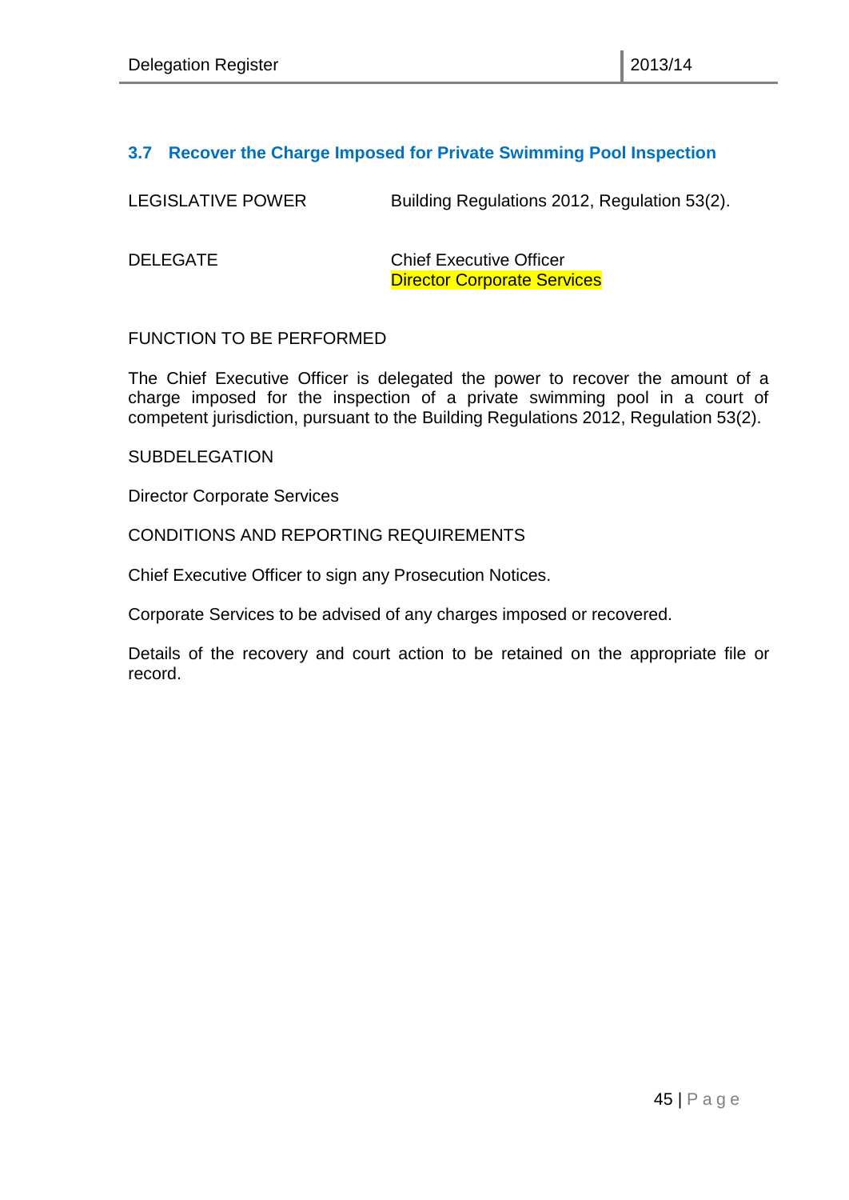### 3.7 Recover the Charge Imposed for Private Swimming Pool Inspection

| | |
|---|---|
| LEGISLATIVE POWER | Building Regulations 2012, Regulation 53(2). |
| DELEGATE | Chief Executive Officer<br>Director Corporate Services |

FUNCTION TO BE PERFORMED

The Chief Executive Officer is delegated the power to recover the amount of a charge imposed for the inspection of a private swimming pool in a court of competent jurisdiction, pursuant to the Building Regulations 2012, Regulation 53(2).

SUBDELEGATION

Director Corporate Services

CONDITIONS AND REPORTING REQUIREMENTS

Chief Executive Officer to sign any Prosecution Notices.

Corporate Services to be advised of any charges imposed or recovered.

Details of the recovery and court action to be retained on the appropriate file or record.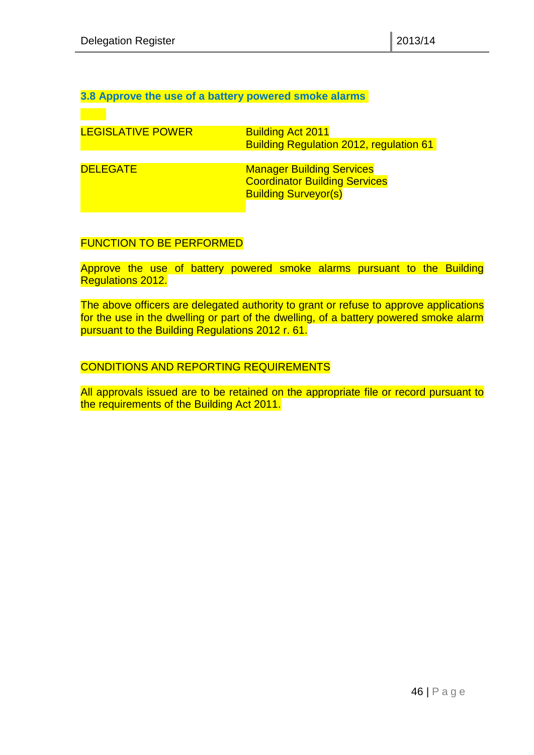### 3.8 Approve the use of a battery powered smoke alarms

| | |
|---|---|
| LEGISLATIVE POWER | Building Act 2011<br>Building Regulation 2012, regulation 61 |
| DELEGATE | Manager Building Services<br>Coordinator Building Services<br>Building Surveyor(s) |

FUNCTION TO BE PERFORMED

Approve the use of battery powered smoke alarms pursuant to the Building Regulations 2012.

The above officers are delegated authority to grant or refuse to approve applications for the use in the dwelling or part of the dwelling, of a battery powered smoke alarm pursuant to the Building Regulations 2012 r. 61.

CONDITIONS AND REPORTING REQUIREMENTS

All approvals issued are to be retained on the appropriate file or record pursuant to the requirements of the Building Act 2011.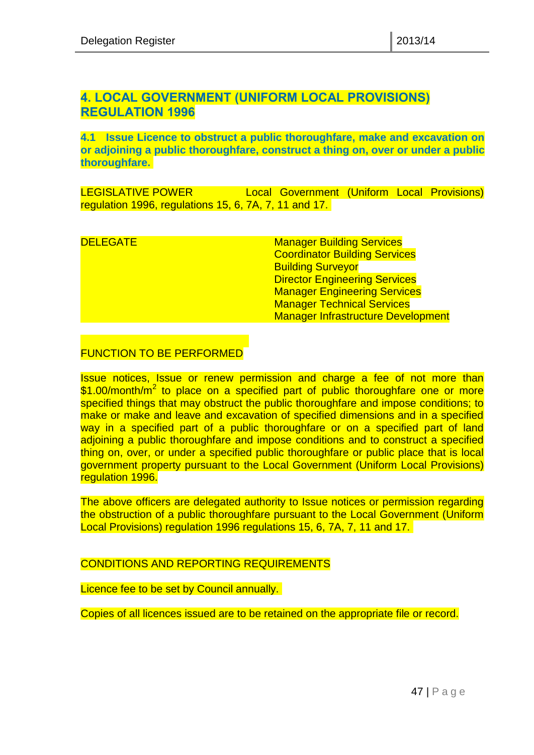## 4. LOCAL GOVERNMENT (UNIFORM LOCAL PROVISIONS) REGULATION 1996

### 4.1 Issue Licence to obstruct a public thoroughfare, make and excavation on or adjoining a public thoroughfare, construct a thing on, over or under a public thoroughfare.

LEGISLATIVE POWER Local Government (Uniform Local Provisions) regulation 1996, regulations 15, 6, 7A, 7, 11 and 17.

DELEGATE

- Manager Building Services
- Coordinator Building Services
- Building Surveyor
- Director Engineering Services
- Manager Engineering Services
- Manager Technical Services
- Manager Infrastructure Development

FUNCTION TO BE PERFORMED

Issue notices, Issue or renew permission and charge a fee of not more than $\$1.00/month/m^2$ to place on a specified part of public thoroughfare one or more specified things that may obstruct the public thoroughfare and impose conditions; to make or make and leave and excavation of specified dimensions and in a specified way in a specified part of a public thoroughfare or on a specified part of land adjoining a public thoroughfare and impose conditions and to construct a specified thing on, over, or under a specified public thoroughfare or public place that is local government property pursuant to the Local Government (Uniform Local Provisions) regulation 1996.

The above officers are delegated authority to Issue notices or permission regarding the obstruction of a public thoroughfare pursuant to the Local Government (Uniform Local Provisions) regulation 1996 regulations 15, 6, 7A, 7, 11 and 17.

CONDITIONS AND REPORTING REQUIREMENTS

Licence fee to be set by Council annually.

Copies of all licences issued are to be retained on the appropriate file or record.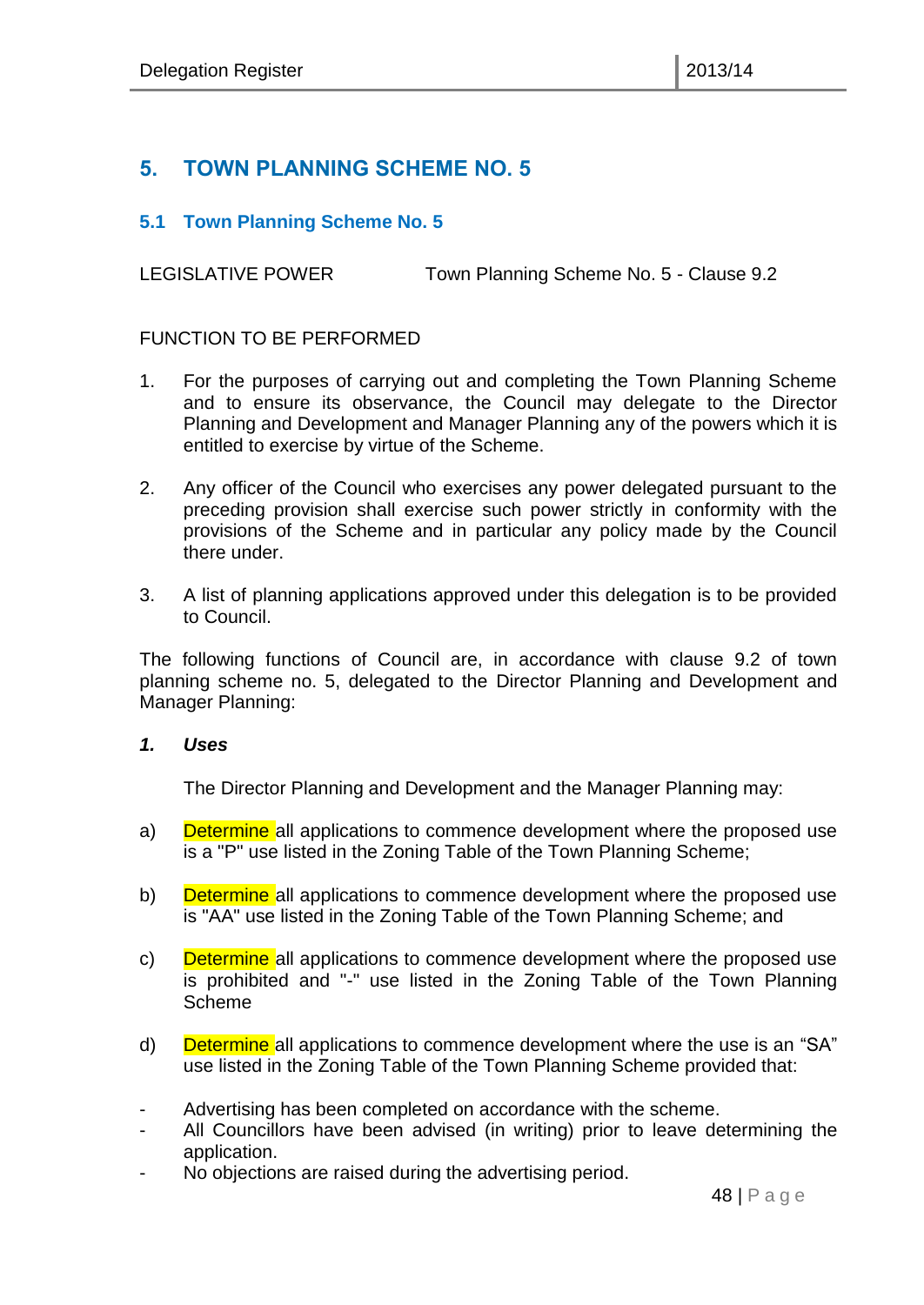# 5. TOWN PLANNING SCHEME NO. 5

## 5.1 Town Planning Scheme No. 5

LEGISLATIVE POWER Town Planning Scheme No. 5 - Clause 9.2

FUNCTION TO BE PERFORMED

1. For the purposes of carrying out and completing the Town Planning Scheme and to ensure its observance, the Council may delegate to the Director Planning and Development and Manager Planning any of the powers which it is entitled to exercise by virtue of the Scheme.

2. Any officer of the Council who exercises any power delegated pursuant to the preceding provision shall exercise such power strictly in conformity with the provisions of the Scheme and in particular any policy made by the Council there under.

3. A list of planning applications approved under this delegation is to be provided to Council.

The following functions of Council are, in accordance with clause 9.2 of town planning scheme no. 5, delegated to the Director Planning and Development and Manager Planning:

***1. Uses***

The Director Planning and Development and the Manager Planning may:

a) Determine all applications to commence development where the proposed use is a "P" use listed in the Zoning Table of the Town Planning Scheme;

b) Determine all applications to commence development where the proposed use is "AA" use listed in the Zoning Table of the Town Planning Scheme; and

c) Determine all applications to commence development where the proposed use is prohibited and "-" use listed in the Zoning Table of the Town Planning Scheme

d) Determine all applications to commence development where the use is an "SA" use listed in the Zoning Table of the Town Planning Scheme provided that:

- Advertising has been completed on accordance with the scheme.
- All Councillors have been advised (in writing) prior to leave determining the application.
- No objections are raised during the advertising period.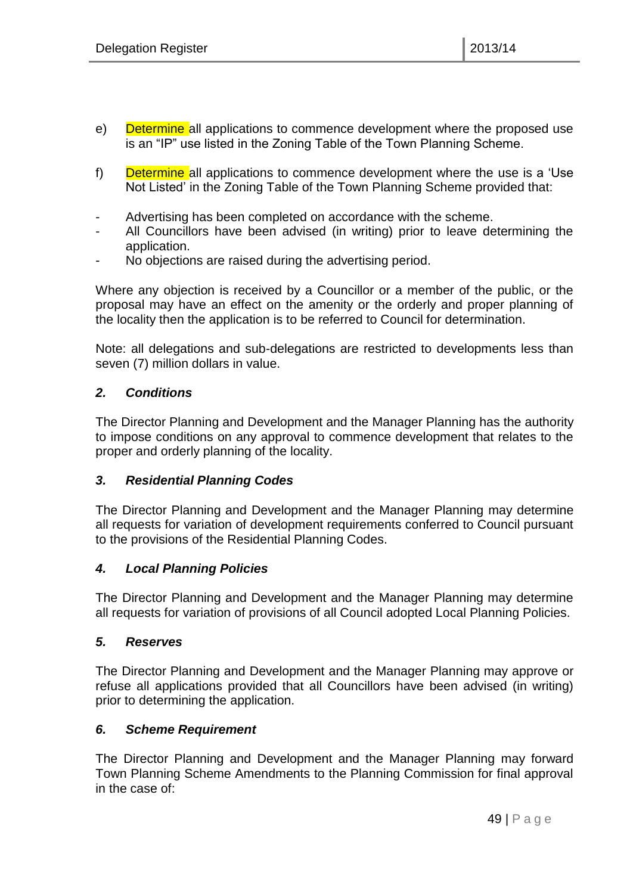e) Determine all applications to commence development where the proposed use is an "IP" use listed in the Zoning Table of the Town Planning Scheme.

f) Determine all applications to commence development where the use is a 'Use Not Listed' in the Zoning Table of the Town Planning Scheme provided that:

- Advertising has been completed on accordance with the scheme.
- All Councillors have been advised (in writing) prior to leave determining the application.
- No objections are raised during the advertising period.

Where any objection is received by a Councillor or a member of the public, or the proposal may have an effect on the amenity or the orderly and proper planning of the locality then the application is to be referred to Council for determination.

Note: all delegations and sub-delegations are restricted to developments less than seven (7) million dollars in value.

### *2. Conditions*

The Director Planning and Development and the Manager Planning has the authority to impose conditions on any approval to commence development that relates to the proper and orderly planning of the locality.

### *3. Residential Planning Codes*

The Director Planning and Development and the Manager Planning may determine all requests for variation of development requirements conferred to Council pursuant to the provisions of the Residential Planning Codes.

### *4. Local Planning Policies*

The Director Planning and Development and the Manager Planning may determine all requests for variation of provisions of all Council adopted Local Planning Policies.

### *5. Reserves*

The Director Planning and Development and the Manager Planning may approve or refuse all applications provided that all Councillors have been advised (in writing) prior to determining the application.

### *6. Scheme Requirement*

The Director Planning and Development and the Manager Planning may forward Town Planning Scheme Amendments to the Planning Commission for final approval in the case of: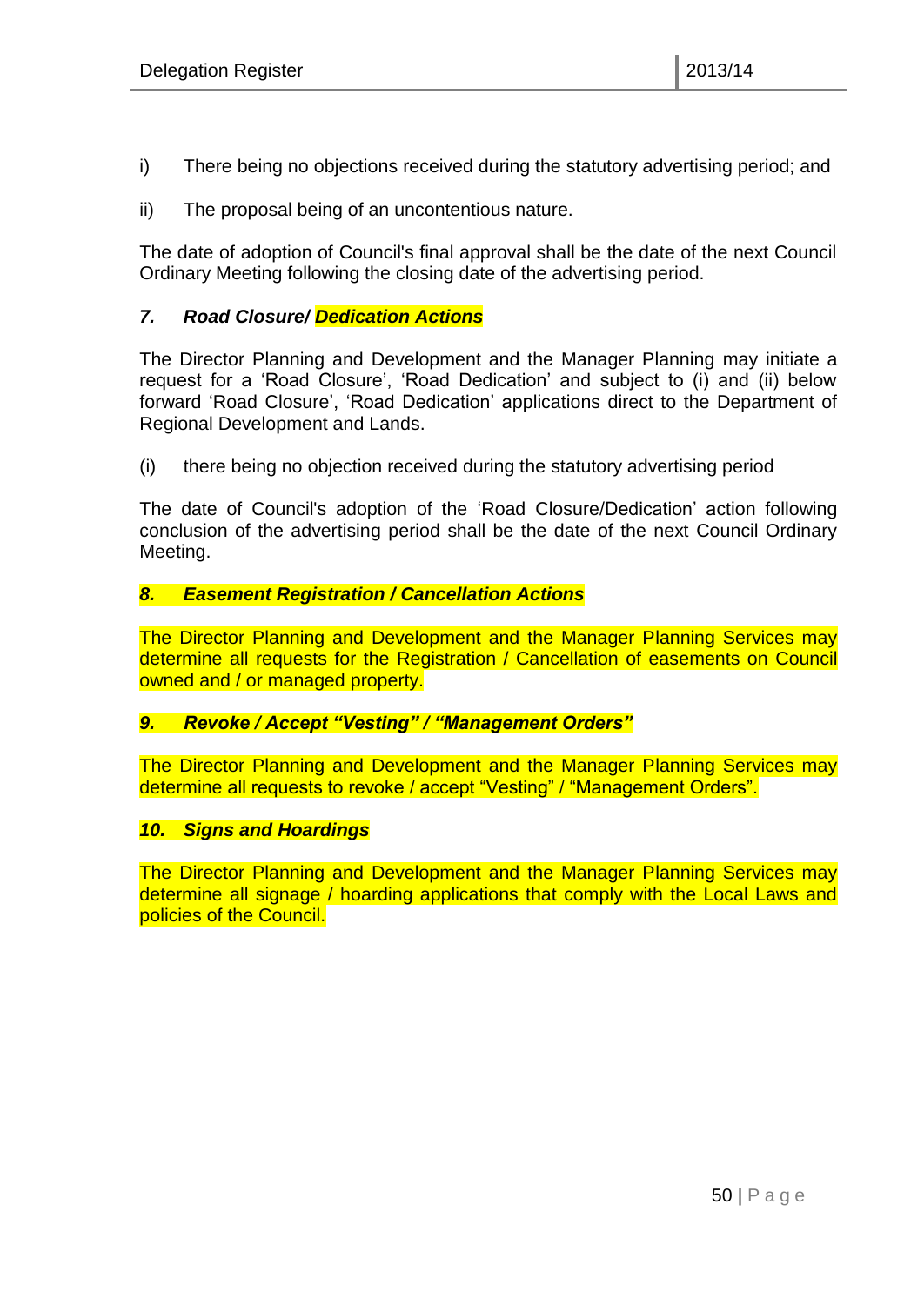i) There being no objections received during the statutory advertising period; and

ii) The proposal being of an uncontentious nature.

The date of adoption of Council's final approval shall be the date of the next Council Ordinary Meeting following the closing date of the advertising period.

### *7. Road Closure/ Dedication Actions*

The Director Planning and Development and the Manager Planning may initiate a request for a 'Road Closure', 'Road Dedication' and subject to (i) and (ii) below forward 'Road Closure', 'Road Dedication' applications direct to the Department of Regional Development and Lands.

(i) there being no objection received during the statutory advertising period

The date of Council's adoption of the 'Road Closure/Dedication' action following conclusion of the advertising period shall be the date of the next Council Ordinary Meeting.

### *8. Easement Registration / Cancellation Actions*

The Director Planning and Development and the Manager Planning Services may determine all requests for the Registration / Cancellation of easements on Council owned and / or managed property.

### *9. Revoke / Accept "Vesting" / "Management Orders"*

The Director Planning and Development and the Manager Planning Services may determine all requests to revoke / accept "Vesting" / "Management Orders".

### *10. Signs and Hoardings*

The Director Planning and Development and the Manager Planning Services may determine all signage / hoarding applications that comply with the Local Laws and policies of the Council.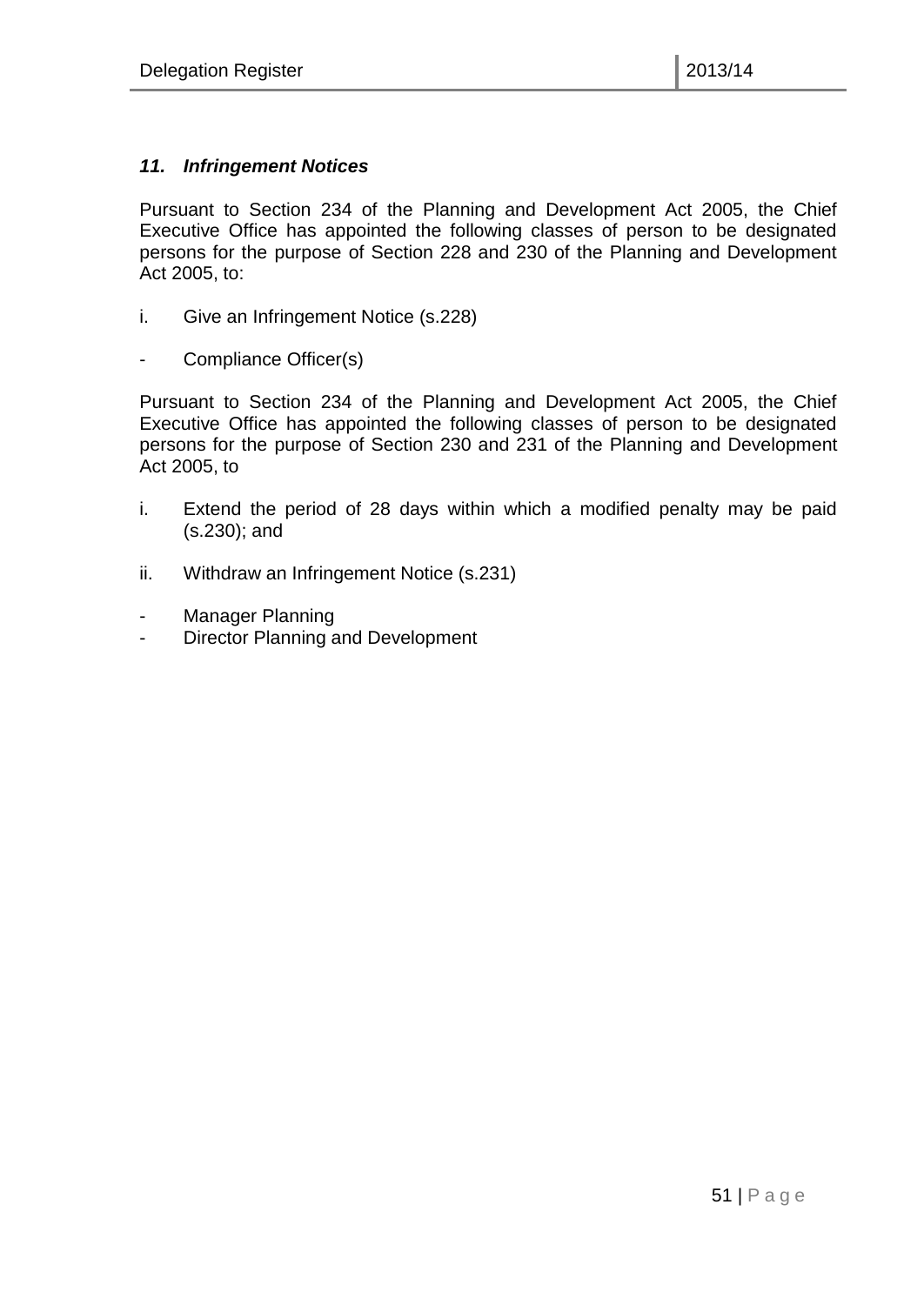### *11. Infringement Notices*

Pursuant to Section 234 of the Planning and Development Act 2005, the Chief Executive Office has appointed the following classes of person to be designated persons for the purpose of Section 228 and 230 of the Planning and Development Act 2005, to:

i. Give an Infringement Notice (s.228)

- Compliance Officer(s)

Pursuant to Section 234 of the Planning and Development Act 2005, the Chief Executive Office has appointed the following classes of person to be designated persons for the purpose of Section 230 and 231 of the Planning and Development Act 2005, to

i. Extend the period of 28 days within which a modified penalty may be paid (s.230); and

ii. Withdraw an Infringement Notice (s.231)

- Manager Planning
- Director Planning and Development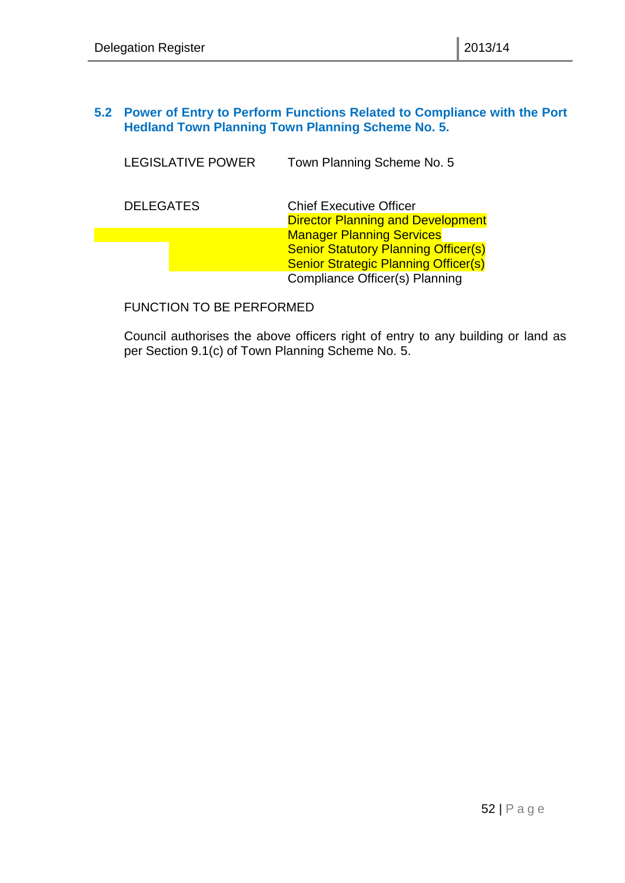## 5.2 Power of Entry to Perform Functions Related to Compliance with the Port Hedland Town Planning Town Planning Scheme No. 5.

LEGISLATIVE POWER Town Planning Scheme No. 5

DELEGATES
Chief Executive Officer
Director Planning and Development
Manager Planning Services
Senior Statutory Planning Officer(s)
Senior Strategic Planning Officer(s)
Compliance Officer(s) Planning

FUNCTION TO BE PERFORMED

Council authorises the above officers right of entry to any building or land as per Section 9.1(c) of Town Planning Scheme No. 5.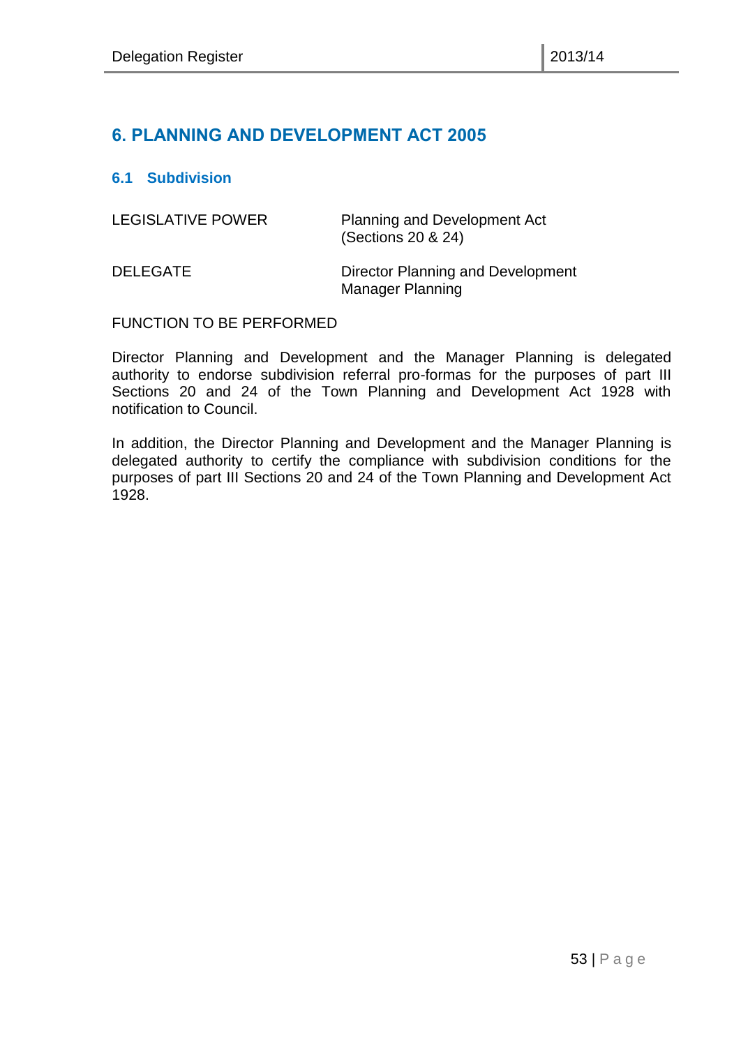# 6. PLANNING AND DEVELOPMENT ACT 2005

## 6.1 Subdivision

| | |
|---|---|
| LEGISLATIVE POWER | Planning and Development Act (Sections 20 & 24) |
| DELEGATE | Director Planning and Development<br>Manager Planning |

FUNCTION TO BE PERFORMED

Director Planning and Development and the Manager Planning is delegated authority to endorse subdivision referral pro-formas for the purposes of part III Sections 20 and 24 of the Town Planning and Development Act 1928 with notification to Council.

In addition, the Director Planning and Development and the Manager Planning is delegated authority to certify the compliance with subdivision conditions for the purposes of part III Sections 20 and 24 of the Town Planning and Development Act 1928.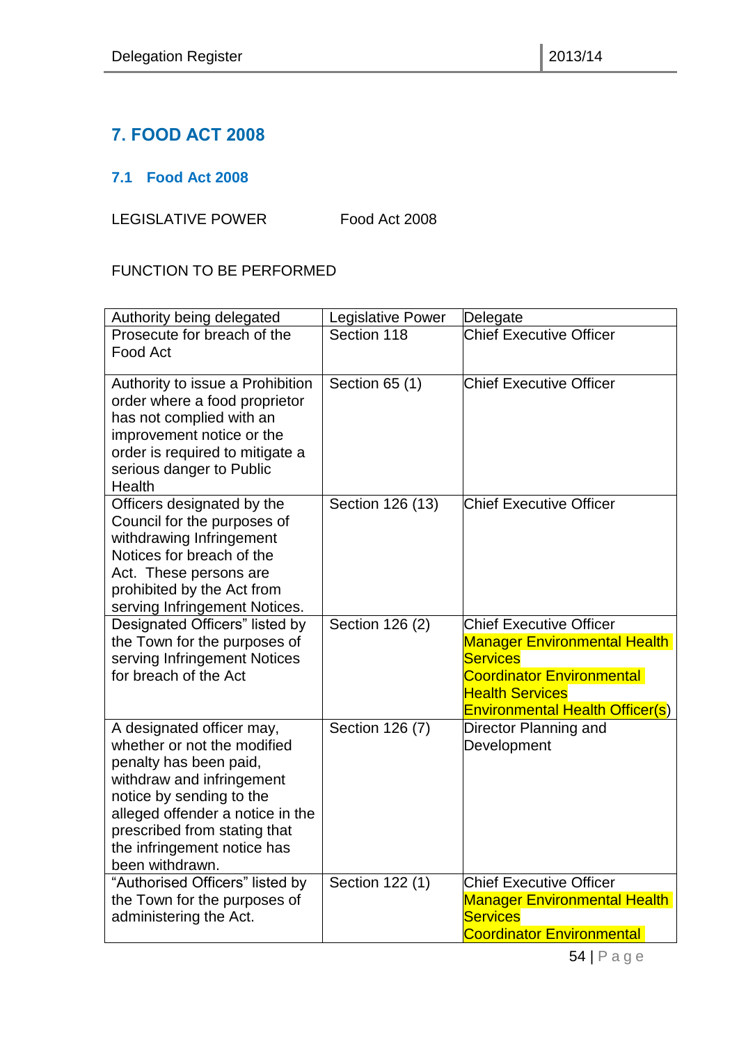# 7. FOOD ACT 2008

## 7.1 Food Act 2008

LEGISLATIVE POWER Food Act 2008

FUNCTION TO BE PERFORMED

| Authority being delegated | Legislative Power | Delegate |
|---|---|---|
| Prosecute for breach of the Food Act | Section 118 | Chief Executive Officer |
| Authority to issue a Prohibition order where a food proprietor has not complied with an improvement notice or the order is required to mitigate a serious danger to Public Health | Section 65 (1) | Chief Executive Officer |
| Officers designated by the Council for the purposes of withdrawing Infringement Notices for breach of the Act. These persons are prohibited by the Act from serving Infringement Notices. | Section 126 (13) | Chief Executive Officer |
| Designated Officers" listed by the Town for the purposes of serving Infringement Notices for breach of the Act | Section 126 (2) | Chief Executive Officer<br>Manager Environmental Health Services<br>Coordinator Environmental Health Services<br>Environmental Health Officer(s) |
| A designated officer may, whether or not the modified penalty has been paid, withdraw and infringement notice by sending to the alleged offender a notice in the prescribed from stating that the infringement notice has been withdrawn. | Section 126 (7) | Director Planning and Development |
| "Authorised Officers" listed by the Town for the purposes of administering the Act. | Section 122 (1) | Chief Executive Officer<br>Manager Environmental Health Services<br>Coordinator Environmental |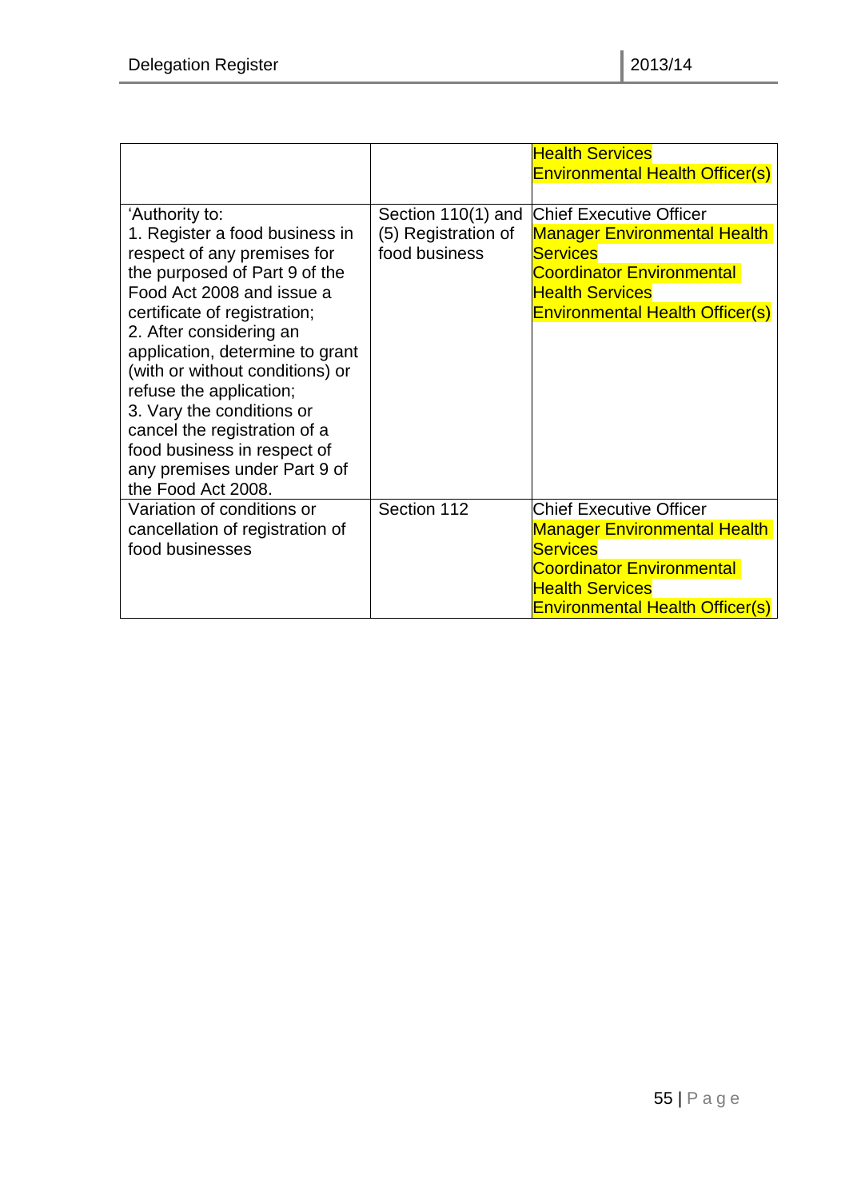| | | |
|---|---|---|
| | | Health Services<br>Environmental Health Officer(s) |
| 'Authority to:<br>1. Register a food business in respect of any premises for the purposed of Part 9 of the Food Act 2008 and issue a certificate of registration;<br>2. After considering an application, determine to grant (with or without conditions) or refuse the application;<br>3. Vary the conditions or cancel the registration of a food business in respect of any premises under Part 9 of the Food Act 2008. | Section 110(1) and (5) Registration of food business | Chief Executive Officer<br>Manager Environmental Health Services<br>Coordinator Environmental Health Services<br>Environmental Health Officer(s) |
| Variation of conditions or cancellation of registration of food businesses | Section 112 | Chief Executive Officer<br>Manager Environmental Health Services<br>Coordinator Environmental Health Services<br>Environmental Health Officer(s) |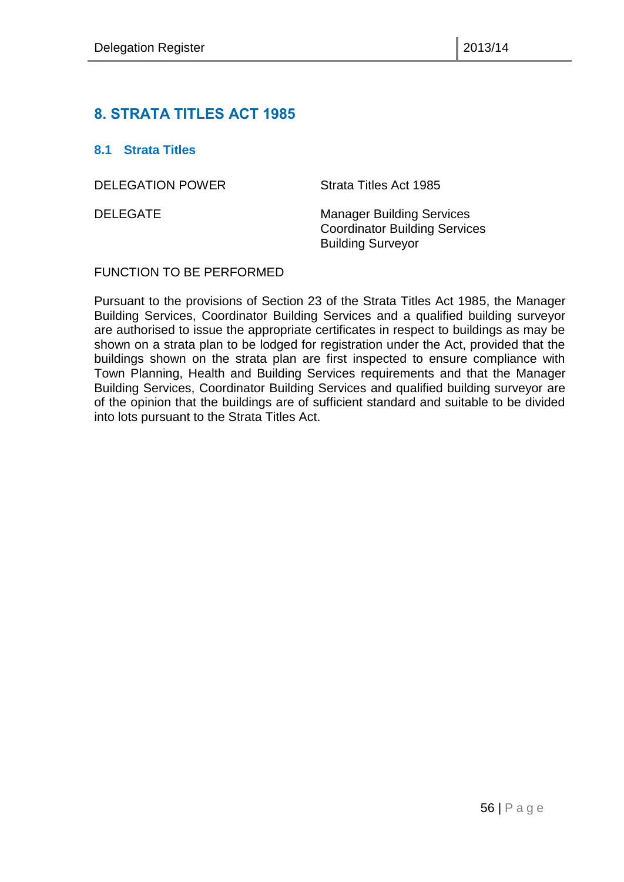# 8. STRATA TITLES ACT 1985

## 8.1 Strata Titles

| | |
|---|---|
| DELEGATION POWER | Strata Titles Act 1985 |
| DELEGATE | Manager Building Services<br>Coordinator Building Services<br>Building Surveyor |

FUNCTION TO BE PERFORMED

Pursuant to the provisions of Section 23 of the Strata Titles Act 1985, the Manager Building Services, Coordinator Building Services and a qualified building surveyor are authorised to issue the appropriate certificates in respect to buildings as may be shown on a strata plan to be lodged for registration under the Act, provided that the buildings shown on the strata plan are first inspected to ensure compliance with Town Planning, Health and Building Services requirements and that the Manager Building Services, Coordinator Building Services and qualified building surveyor are of the opinion that the buildings are of sufficient standard and suitable to be divided into lots pursuant to the Strata Titles Act.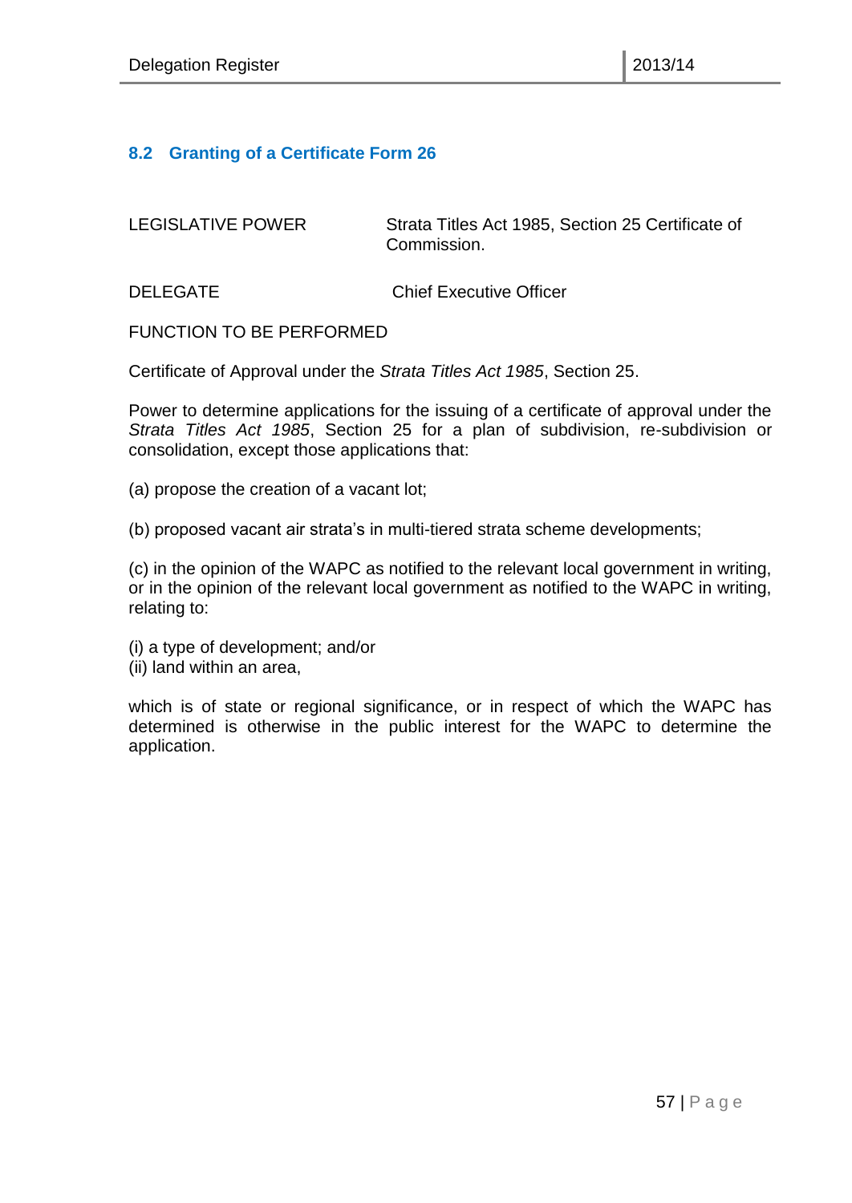### 8.2 Granting of a Certificate Form 26

| | |
|---|---|
| LEGISLATIVE POWER | Strata Titles Act 1985, Section 25 Certificate of Commission. |
| DELEGATE | Chief Executive Officer |

FUNCTION TO BE PERFORMED

Certificate of Approval under the *Strata Titles Act 1985*, Section 25.

Power to determine applications for the issuing of a certificate of approval under the *Strata Titles Act 1985*, Section 25 for a plan of subdivision, re-subdivision or consolidation, except those applications that:

(a) propose the creation of a vacant lot;

(b) proposed vacant air strata's in multi-tiered strata scheme developments;

(c) in the opinion of the WAPC as notified to the relevant local government in writing, or in the opinion of the relevant local government as notified to the WAPC in writing, relating to:

(i) a type of development; and/or
(ii) land within an area,

which is of state or regional significance, or in respect of which the WAPC has determined is otherwise in the public interest for the WAPC to determine the application.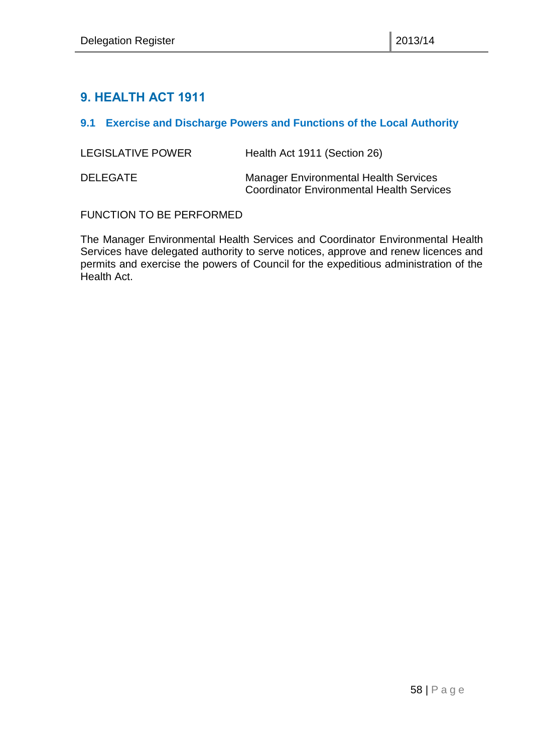## 9. HEALTH ACT 1911

### 9.1 Exercise and Discharge Powers and Functions of the Local Authority

| | |
|---|---|
| LEGISLATIVE POWER | Health Act 1911 (Section 26) |
| DELEGATE | Manager Environmental Health Services<br>Coordinator Environmental Health Services |

FUNCTION TO BE PERFORMED

The Manager Environmental Health Services and Coordinator Environmental Health Services have delegated authority to serve notices, approve and renew licences and permits and exercise the powers of Council for the expeditious administration of the Health Act.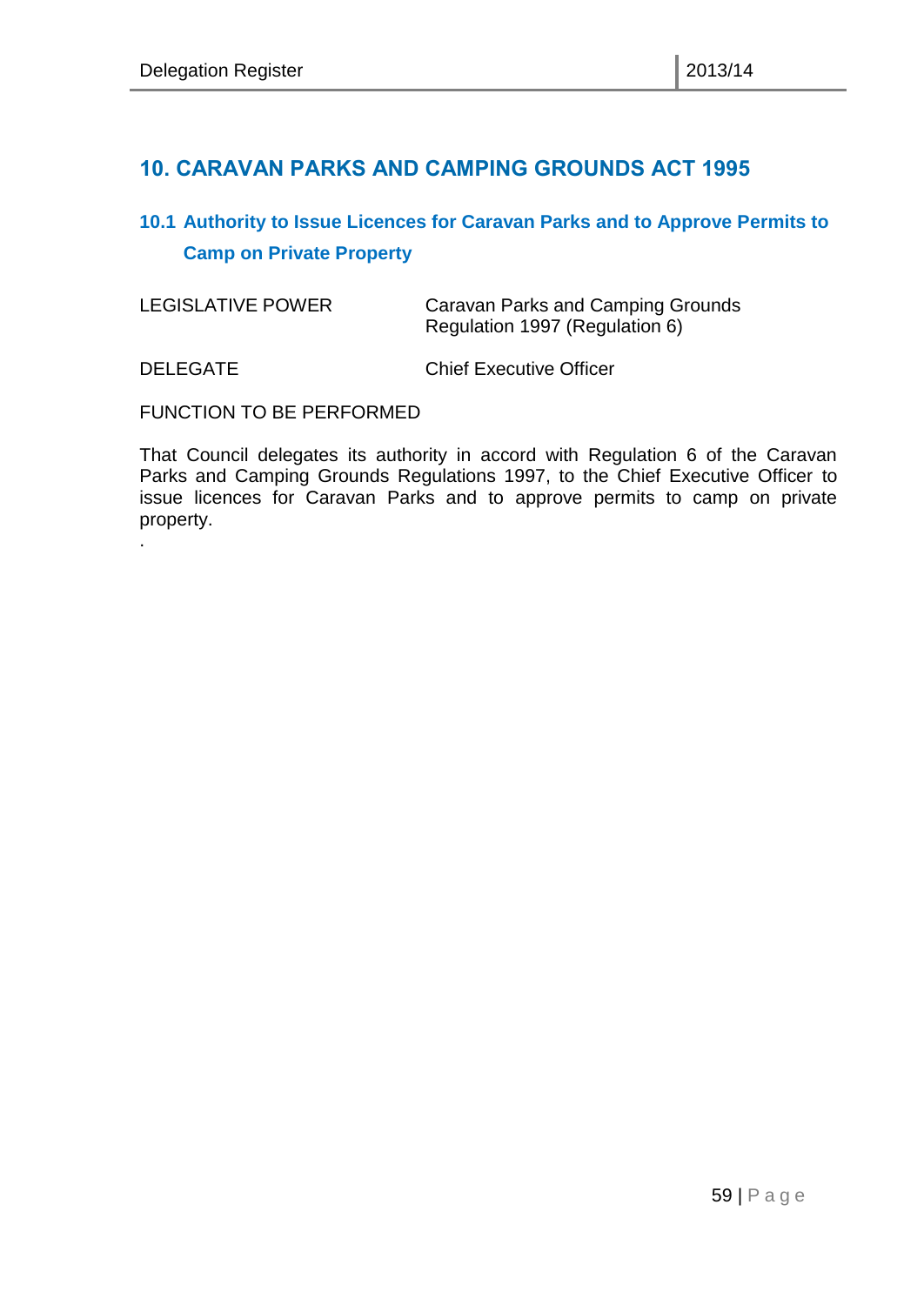## 10. CARAVAN PARKS AND CAMPING GROUNDS ACT 1995

### 10.1 Authority to Issue Licences for Caravan Parks and to Approve Permits to Camp on Private Property

| | |
|---|---|
| LEGISLATIVE POWER | Caravan Parks and Camping Grounds Regulation 1997 (Regulation 6) |
| DELEGATE | Chief Executive Officer |

FUNCTION TO BE PERFORMED

That Council delegates its authority in accord with Regulation 6 of the Caravan Parks and Camping Grounds Regulations 1997, to the Chief Executive Officer to issue licences for Caravan Parks and to approve permits to camp on private property.

.